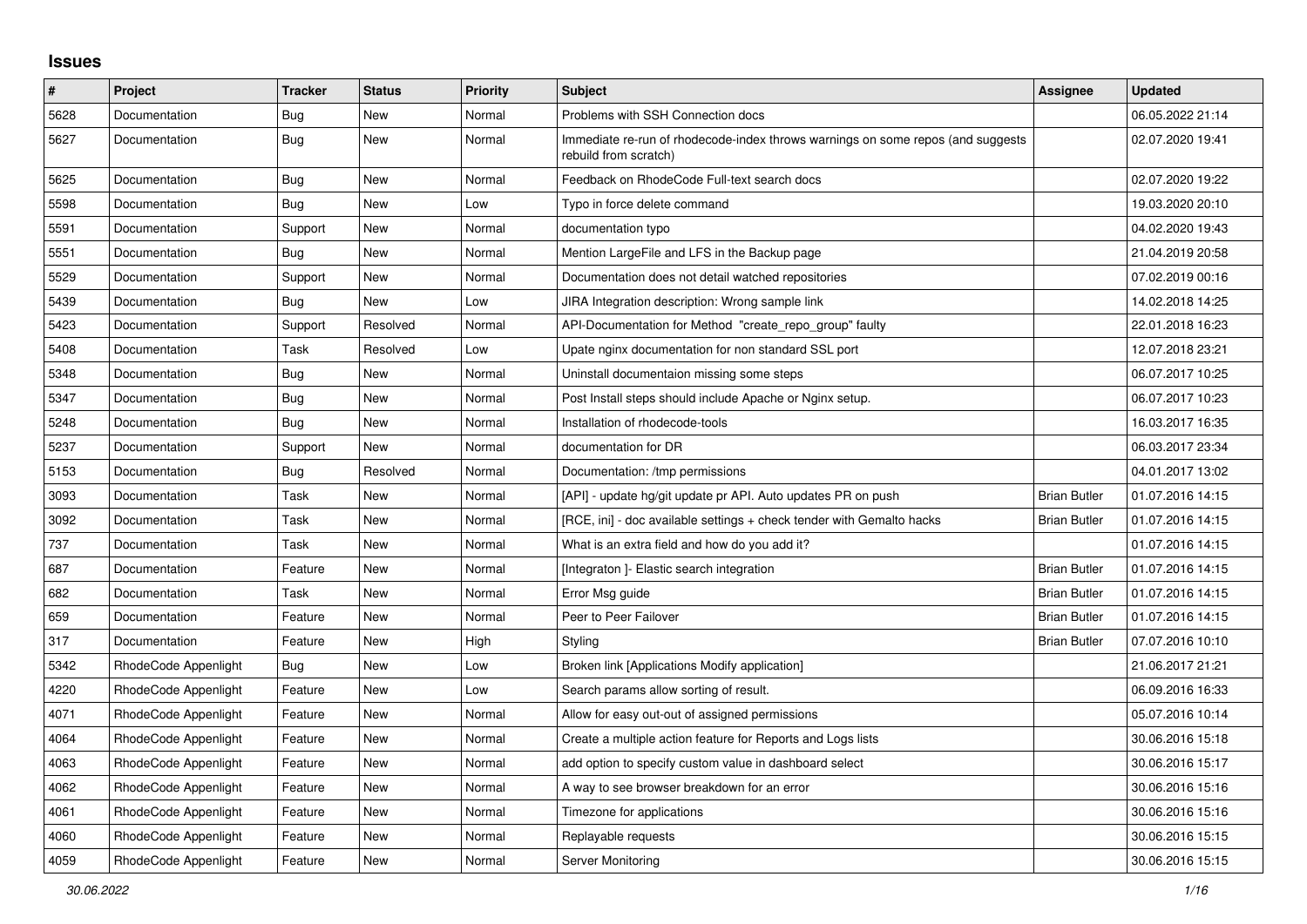# Issues

| # | Project | Tracker | Status | Priority | Subject | Assignee | Updated |
|---|---|---|---|---|---|---|---|
| 5628 | Documentation | Bug | New | Normal | Problems with SSH Connection docs | | 06.05.2022 21:14 |
| 5627 | Documentation | Bug | New | Normal | Immediate re-run of rhodecode-index throws warnings on some repos (and suggests rebuild from scratch) | | 02.07.2020 19:41 |
| 5625 | Documentation | Bug | New | Normal | Feedback on RhodeCode Full-text search docs | | 02.07.2020 19:22 |
| 5598 | Documentation | Bug | New | Low | Typo in force delete command | | 19.03.2020 20:10 |
| 5591 | Documentation | Support | New | Normal | documentation typo | | 04.02.2020 19:43 |
| 5551 | Documentation | Bug | New | Normal | Mention LargeFile and LFS in the Backup page | | 21.04.2019 20:58 |
| 5529 | Documentation | Support | New | Normal | Documentation does not detail watched repositories | | 07.02.2019 00:16 |
| 5439 | Documentation | Bug | New | Low | JIRA Integration description: Wrong sample link | | 14.02.2018 14:25 |
| 5423 | Documentation | Support | Resolved | Normal | API-Documentation for Method "create_repo_group" faulty | | 22.01.2018 16:23 |
| 5408 | Documentation | Task | Resolved | Low | Upate nginx documentation for non standard SSL port | | 12.07.2018 23:21 |
| 5348 | Documentation | Bug | New | Normal | Uninstall documentaion missing some steps | | 06.07.2017 10:25 |
| 5347 | Documentation | Bug | New | Normal | Post Install steps should include Apache or Nginx setup. | | 06.07.2017 10:23 |
| 5248 | Documentation | Bug | New | Normal | Installation of rhodecode-tools | | 16.03.2017 16:35 |
| 5237 | Documentation | Support | New | Normal | documentation for DR | | 06.03.2017 23:34 |
| 5153 | Documentation | Bug | Resolved | Normal | Documentation: /tmp permissions | | 04.01.2017 13:02 |
| 3093 | Documentation | Task | New | Normal | [API] - update hg/git update pr API. Auto updates PR on push | Brian Butler | 01.07.2016 14:15 |
| 3092 | Documentation | Task | New | Normal | [RCE, ini] - doc available settings + check tender with Gemalto hacks | Brian Butler | 01.07.2016 14:15 |
| 737 | Documentation | Task | New | Normal | What is an extra field and how do you add it? | | 01.07.2016 14:15 |
| 687 | Documentation | Feature | New | Normal | [Integraton ]- Elastic search integration | Brian Butler | 01.07.2016 14:15 |
| 682 | Documentation | Task | New | Normal | Error Msg guide | Brian Butler | 01.07.2016 14:15 |
| 659 | Documentation | Feature | New | Normal | Peer to Peer Failover | Brian Butler | 01.07.2016 14:15 |
| 317 | Documentation | Feature | New | High | Styling | Brian Butler | 07.07.2016 10:10 |
| 5342 | RhodeCode Appenlight | Bug | New | Low | Broken link [Applications Modify application] | | 21.06.2017 21:21 |
| 4220 | RhodeCode Appenlight | Feature | New | Low | Search params allow sorting of result. | | 06.09.2016 16:33 |
| 4071 | RhodeCode Appenlight | Feature | New | Normal | Allow for easy out-out of assigned permissions | | 05.07.2016 10:14 |
| 4064 | RhodeCode Appenlight | Feature | New | Normal | Create a multiple action feature for Reports and Logs lists | | 30.06.2016 15:18 |
| 4063 | RhodeCode Appenlight | Feature | New | Normal | add option to specify custom value in dashboard select | | 30.06.2016 15:17 |
| 4062 | RhodeCode Appenlight | Feature | New | Normal | A way to see browser breakdown for an error | | 30.06.2016 15:16 |
| 4061 | RhodeCode Appenlight | Feature | New | Normal | Timezone for applications | | 30.06.2016 15:16 |
| 4060 | RhodeCode Appenlight | Feature | New | Normal | Replayable requests | | 30.06.2016 15:15 |
| 4059 | RhodeCode Appenlight | Feature | New | Normal | Server Monitoring | | 30.06.2016 15:15 |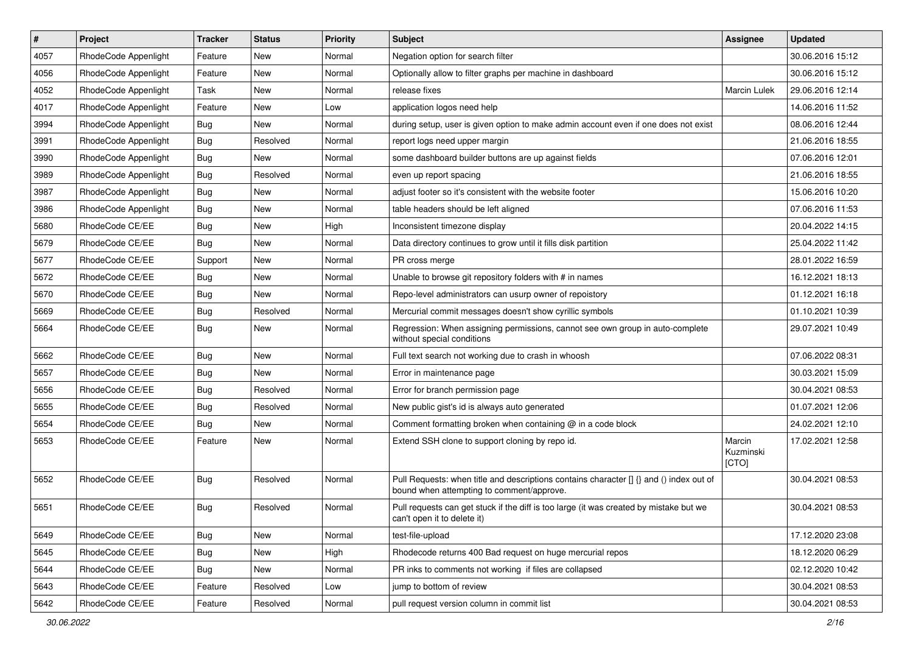| # | Project | Tracker | Status | Priority | Subject | Assignee | Updated |
| --- | --- | --- | --- | --- | --- | --- | --- |
| 4057 | RhodeCode Appenlight | Feature | New | Normal | Negation option for search filter | | 30.06.2016 15:12 |
| 4056 | RhodeCode Appenlight | Feature | New | Normal | Optionally allow to filter graphs per machine in dashboard | | 30.06.2016 15:12 |
| 4052 | RhodeCode Appenlight | Task | New | Normal | release fixes | Marcin Lulek | 29.06.2016 12:14 |
| 4017 | RhodeCode Appenlight | Feature | New | Low | application logos need help | | 14.06.2016 11:52 |
| 3994 | RhodeCode Appenlight | Bug | New | Normal | during setup, user is given option to make admin account even if one does not exist | | 08.06.2016 12:44 |
| 3991 | RhodeCode Appenlight | Bug | Resolved | Normal | report logs need upper margin | | 21.06.2016 18:55 |
| 3990 | RhodeCode Appenlight | Bug | New | Normal | some dashboard builder buttons are up against fields | | 07.06.2016 12:01 |
| 3989 | RhodeCode Appenlight | Bug | Resolved | Normal | even up report spacing | | 21.06.2016 18:55 |
| 3987 | RhodeCode Appenlight | Bug | New | Normal | adjust footer so it's consistent with the website footer | | 15.06.2016 10:20 |
| 3986 | RhodeCode Appenlight | Bug | New | Normal | table headers should be left aligned | | 07.06.2016 11:53 |
| 5680 | RhodeCode CE/EE | Bug | New | High | Inconsistent timezone display | | 20.04.2022 14:15 |
| 5679 | RhodeCode CE/EE | Bug | New | Normal | Data directory continues to grow until it fills disk partition | | 25.04.2022 11:42 |
| 5677 | RhodeCode CE/EE | Support | New | Normal | PR cross merge | | 28.01.2022 16:59 |
| 5672 | RhodeCode CE/EE | Bug | New | Normal | Unable to browse git repository folders with # in names | | 16.12.2021 18:13 |
| 5670 | RhodeCode CE/EE | Bug | New | Normal | Repo-level administrators can usurp owner of repoistory | | 01.12.2021 16:18 |
| 5669 | RhodeCode CE/EE | Bug | Resolved | Normal | Mercurial commit messages doesn't show cyrillic symbols | | 01.10.2021 10:39 |
| 5664 | RhodeCode CE/EE | Bug | New | Normal | Regression: When assigning permissions, cannot see own group in auto-complete without special conditions | | 29.07.2021 10:49 |
| 5662 | RhodeCode CE/EE | Bug | New | Normal | Full text search not working due to crash in whoosh | | 07.06.2022 08:31 |
| 5657 | RhodeCode CE/EE | Bug | New | Normal | Error in maintenance page | | 30.03.2021 15:09 |
| 5656 | RhodeCode CE/EE | Bug | Resolved | Normal | Error for branch permission page | | 30.04.2021 08:53 |
| 5655 | RhodeCode CE/EE | Bug | Resolved | Normal | New public gist's id is always auto generated | | 01.07.2021 12:06 |
| 5654 | RhodeCode CE/EE | Bug | New | Normal | Comment formatting broken when containing @ in a code block | | 24.02.2021 12:10 |
| 5653 | RhodeCode CE/EE | Feature | New | Normal | Extend SSH clone to support cloning by repo id. | Marcin Kuzminski [CTO] | 17.02.2021 12:58 |
| 5652 | RhodeCode CE/EE | Bug | Resolved | Normal | Pull Requests: when title and descriptions contains character [] {} and () index out of bound when attempting to comment/approve. | | 30.04.2021 08:53 |
| 5651 | RhodeCode CE/EE | Bug | Resolved | Normal | Pull requests can get stuck if the diff is too large (it was created by mistake but we can't open it to delete it) | | 30.04.2021 08:53 |
| 5649 | RhodeCode CE/EE | Bug | New | Normal | test-file-upload | | 17.12.2020 23:08 |
| 5645 | RhodeCode CE/EE | Bug | New | High | Rhodecode returns 400 Bad request on huge mercurial repos | | 18.12.2020 06:29 |
| 5644 | RhodeCode CE/EE | Bug | New | Normal | PR inks to comments not working if files are collapsed | | 02.12.2020 10:42 |
| 5643 | RhodeCode CE/EE | Feature | Resolved | Low | jump to bottom of review | | 30.04.2021 08:53 |
| 5642 | RhodeCode CE/EE | Feature | Resolved | Normal | pull request version column in commit list | | 30.04.2021 08:53 |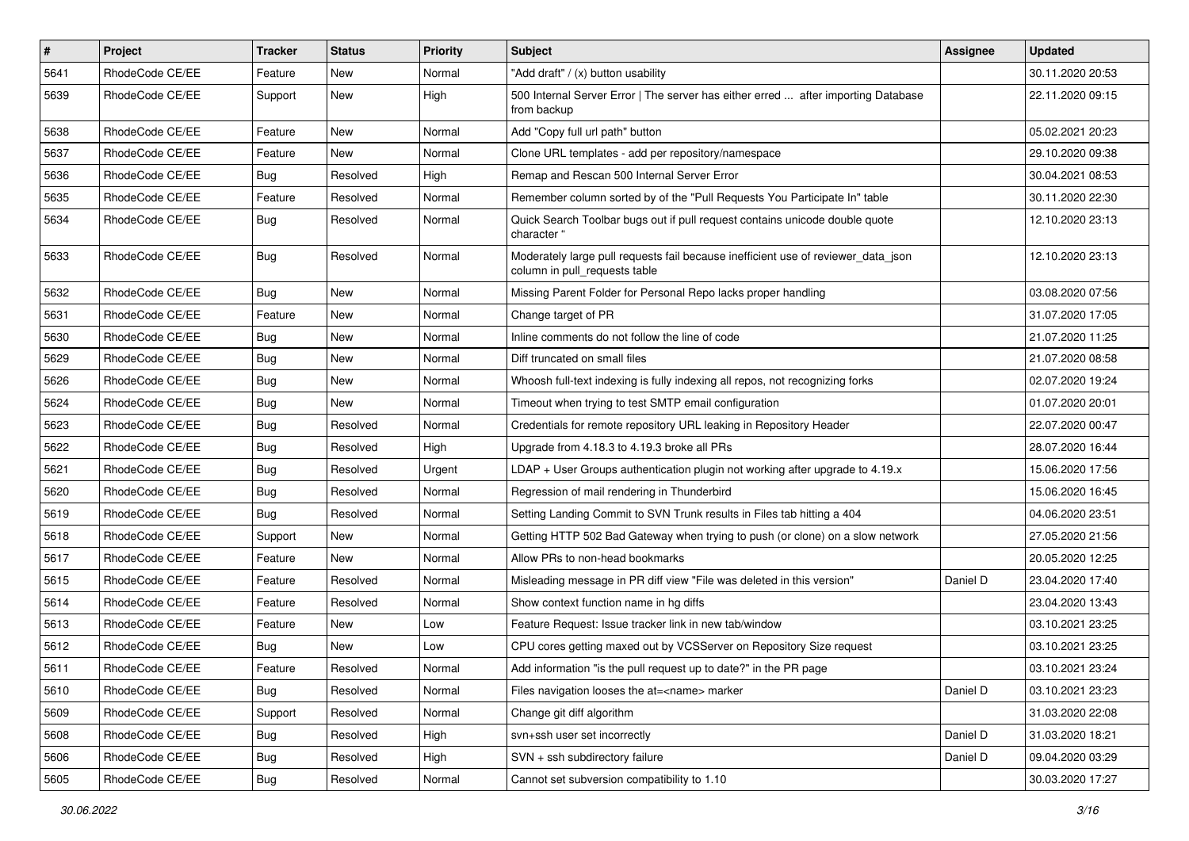| # | Project | Tracker | Status | Priority | Subject | Assignee | Updated |
|---|---|---|---|---|---|---|---|
| 5641 | RhodeCode CE/EE | Feature | New | Normal | "Add draft" / (x) button usability | | 30.11.2020 20:53 |
| 5639 | RhodeCode CE/EE | Support | New | High | 500 Internal Server Error \| The server has either erred ... after importing Database from backup | | 22.11.2020 09:15 |
| 5638 | RhodeCode CE/EE | Feature | New | Normal | Add "Copy full url path" button | | 05.02.2021 20:23 |
| 5637 | RhodeCode CE/EE | Feature | New | Normal | Clone URL templates - add per repository/namespace | | 29.10.2020 09:38 |
| 5636 | RhodeCode CE/EE | Bug | Resolved | High | Remap and Rescan 500 Internal Server Error | | 30.04.2021 08:53 |
| 5635 | RhodeCode CE/EE | Feature | Resolved | Normal | Remember column sorted by of the "Pull Requests You Participate In" table | | 30.11.2020 22:30 |
| 5634 | RhodeCode CE/EE | Bug | Resolved | Normal | Quick Search Toolbar bugs out if pull request contains unicode double quote character " | | 12.10.2020 23:13 |
| 5633 | RhodeCode CE/EE | Bug | Resolved | Normal | Moderately large pull requests fail because inefficient use of reviewer_data_json column in pull_requests table | | 12.10.2020 23:13 |
| 5632 | RhodeCode CE/EE | Bug | New | Normal | Missing Parent Folder for Personal Repo lacks proper handling | | 03.08.2020 07:56 |
| 5631 | RhodeCode CE/EE | Feature | New | Normal | Change target of PR | | 31.07.2020 17:05 |
| 5630 | RhodeCode CE/EE | Bug | New | Normal | Inline comments do not follow the line of code | | 21.07.2020 11:25 |
| 5629 | RhodeCode CE/EE | Bug | New | Normal | Diff truncated on small files | | 21.07.2020 08:58 |
| 5626 | RhodeCode CE/EE | Bug | New | Normal | Whoosh full-text indexing is fully indexing all repos, not recognizing forks | | 02.07.2020 19:24 |
| 5624 | RhodeCode CE/EE | Bug | New | Normal | Timeout when trying to test SMTP email configuration | | 01.07.2020 20:01 |
| 5623 | RhodeCode CE/EE | Bug | Resolved | Normal | Credentials for remote repository URL leaking in Repository Header | | 22.07.2020 00:47 |
| 5622 | RhodeCode CE/EE | Bug | Resolved | High | Upgrade from 4.18.3 to 4.19.3 broke all PRs | | 28.07.2020 16:44 |
| 5621 | RhodeCode CE/EE | Bug | Resolved | Urgent | LDAP + User Groups authentication plugin not working after upgrade to 4.19.x | | 15.06.2020 17:56 |
| 5620 | RhodeCode CE/EE | Bug | Resolved | Normal | Regression of mail rendering in Thunderbird | | 15.06.2020 16:45 |
| 5619 | RhodeCode CE/EE | Bug | Resolved | Normal | Setting Landing Commit to SVN Trunk results in Files tab hitting a 404 | | 04.06.2020 23:51 |
| 5618 | RhodeCode CE/EE | Support | New | Normal | Getting HTTP 502 Bad Gateway when trying to push (or clone) on a slow network | | 27.05.2020 21:56 |
| 5617 | RhodeCode CE/EE | Feature | New | Normal | Allow PRs to non-head bookmarks | | 20.05.2020 12:25 |
| 5615 | RhodeCode CE/EE | Feature | Resolved | Normal | Misleading message in PR diff view "File was deleted in this version" | Daniel D | 23.04.2020 17:40 |
| 5614 | RhodeCode CE/EE | Feature | Resolved | Normal | Show context function name in hg diffs | | 23.04.2020 13:43 |
| 5613 | RhodeCode CE/EE | Feature | New | Low | Feature Request: Issue tracker link in new tab/window | | 03.10.2021 23:25 |
| 5612 | RhodeCode CE/EE | Bug | New | Low | CPU cores getting maxed out by VCSServer on Repository Size request | | 03.10.2021 23:25 |
| 5611 | RhodeCode CE/EE | Feature | Resolved | Normal | Add information "is the pull request up to date?" in the PR page | | 03.10.2021 23:24 |
| 5610 | RhodeCode CE/EE | Bug | Resolved | Normal | Files navigation looses the at=<name> marker | Daniel D | 03.10.2021 23:23 |
| 5609 | RhodeCode CE/EE | Support | Resolved | Normal | Change git diff algorithm | | 31.03.2020 22:08 |
| 5608 | RhodeCode CE/EE | Bug | Resolved | High | svn+ssh user set incorrectly | Daniel D | 31.03.2020 18:21 |
| 5606 | RhodeCode CE/EE | Bug | Resolved | High | SVN + ssh subdirectory failure | Daniel D | 09.04.2020 03:29 |
| 5605 | RhodeCode CE/EE | Bug | Resolved | Normal | Cannot set subversion compatibility to 1.10 | | 30.03.2020 17:27 |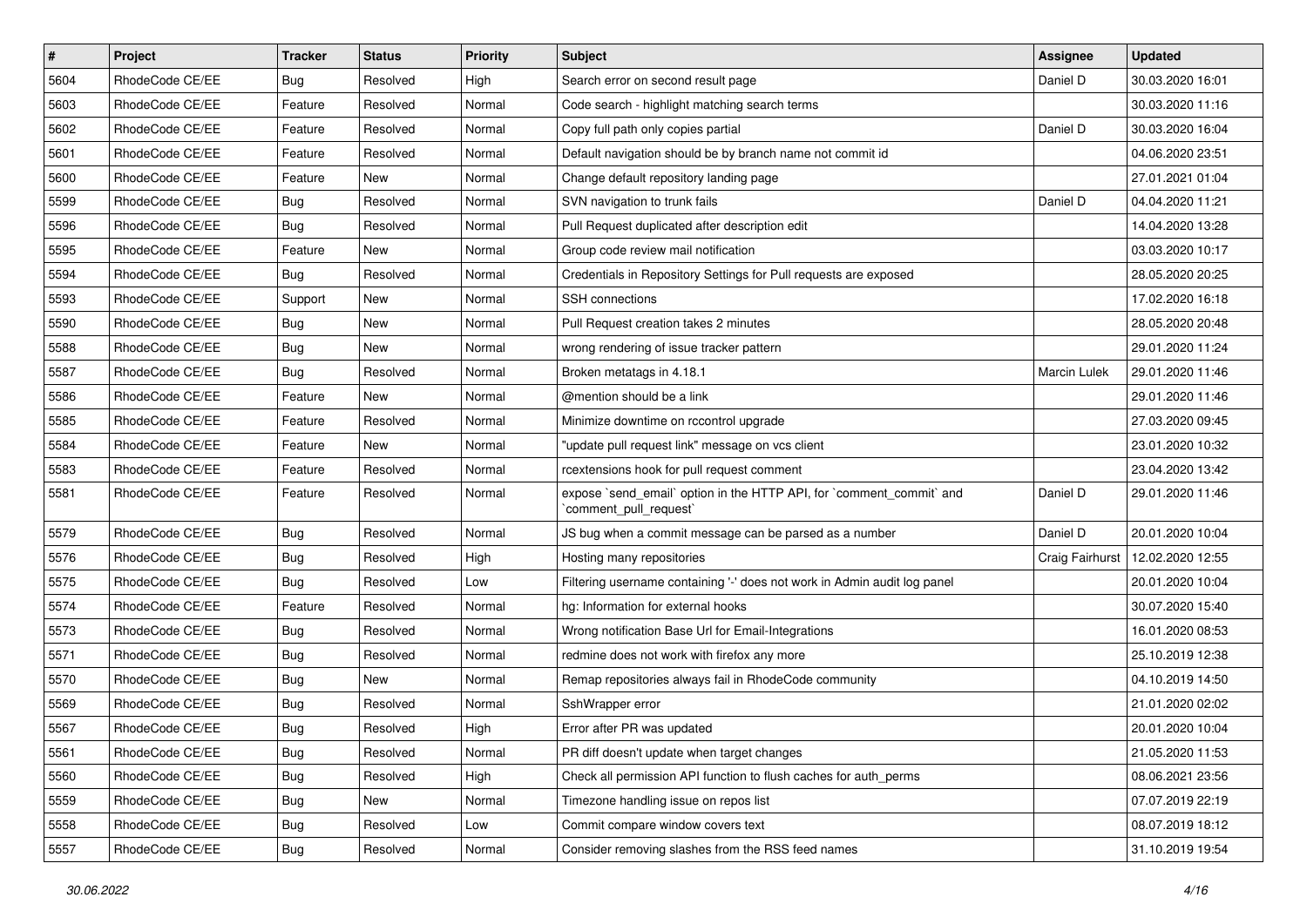| # | Project | Tracker | Status | Priority | Subject | Assignee | Updated |
|---|---|---|---|---|---|---|---|
| 5604 | RhodeCode CE/EE | Bug | Resolved | High | Search error on second result page | Daniel D | 30.03.2020 16:01 |
| 5603 | RhodeCode CE/EE | Feature | Resolved | Normal | Code search - highlight matching search terms | | 30.03.2020 11:16 |
| 5602 | RhodeCode CE/EE | Feature | Resolved | Normal | Copy full path only copies partial | Daniel D | 30.03.2020 16:04 |
| 5601 | RhodeCode CE/EE | Feature | Resolved | Normal | Default navigation should be by branch name not commit id | | 04.06.2020 23:51 |
| 5600 | RhodeCode CE/EE | Feature | New | Normal | Change default repository landing page | | 27.01.2021 01:04 |
| 5599 | RhodeCode CE/EE | Bug | Resolved | Normal | SVN navigation to trunk fails | Daniel D | 04.04.2020 11:21 |
| 5596 | RhodeCode CE/EE | Bug | Resolved | Normal | Pull Request duplicated after description edit | | 14.04.2020 13:28 |
| 5595 | RhodeCode CE/EE | Feature | New | Normal | Group code review mail notification | | 03.03.2020 10:17 |
| 5594 | RhodeCode CE/EE | Bug | Resolved | Normal | Credentials in Repository Settings for Pull requests are exposed | | 28.05.2020 20:25 |
| 5593 | RhodeCode CE/EE | Support | New | Normal | SSH connections | | 17.02.2020 16:18 |
| 5590 | RhodeCode CE/EE | Bug | New | Normal | Pull Request creation takes 2 minutes | | 28.05.2020 20:48 |
| 5588 | RhodeCode CE/EE | Bug | New | Normal | wrong rendering of issue tracker pattern | | 29.01.2020 11:24 |
| 5587 | RhodeCode CE/EE | Bug | Resolved | Normal | Broken metatags in 4.18.1 | Marcin Lulek | 29.01.2020 11:46 |
| 5586 | RhodeCode CE/EE | Feature | New | Normal | @mention should be a link | | 29.01.2020 11:46 |
| 5585 | RhodeCode CE/EE | Feature | Resolved | Normal | Minimize downtime on rccontrol upgrade | | 27.03.2020 09:45 |
| 5584 | RhodeCode CE/EE | Feature | New | Normal | "update pull request link" message on vcs client | | 23.01.2020 10:32 |
| 5583 | RhodeCode CE/EE | Feature | Resolved | Normal | rcextensions hook for pull request comment | | 23.04.2020 13:42 |
| 5581 | RhodeCode CE/EE | Feature | Resolved | Normal | expose `send_email` option in the HTTP API, for `comment_commit` and `comment_pull_request` | Daniel D | 29.01.2020 11:46 |
| 5579 | RhodeCode CE/EE | Bug | Resolved | Normal | JS bug when a commit message can be parsed as a number | Daniel D | 20.01.2020 10:04 |
| 5576 | RhodeCode CE/EE | Bug | Resolved | High | Hosting many repositories | Craig Fairhurst | 12.02.2020 12:55 |
| 5575 | RhodeCode CE/EE | Bug | Resolved | Low | Filtering username containing '-' does not work in Admin audit log panel | | 20.01.2020 10:04 |
| 5574 | RhodeCode CE/EE | Feature | Resolved | Normal | hg: Information for external hooks | | 30.07.2020 15:40 |
| 5573 | RhodeCode CE/EE | Bug | Resolved | Normal | Wrong notification Base Url for Email-Integrations | | 16.01.2020 08:53 |
| 5571 | RhodeCode CE/EE | Bug | Resolved | Normal | redmine does not work with firefox any more | | 25.10.2019 12:38 |
| 5570 | RhodeCode CE/EE | Bug | New | Normal | Remap repositories always fail in RhodeCode community | | 04.10.2019 14:50 |
| 5569 | RhodeCode CE/EE | Bug | Resolved | Normal | SshWrapper error | | 21.01.2020 02:02 |
| 5567 | RhodeCode CE/EE | Bug | Resolved | High | Error after PR was updated | | 20.01.2020 10:04 |
| 5561 | RhodeCode CE/EE | Bug | Resolved | Normal | PR diff doesn't update when target changes | | 21.05.2020 11:53 |
| 5560 | RhodeCode CE/EE | Bug | Resolved | High | Check all permission API function to flush caches for auth_perms | | 08.06.2021 23:56 |
| 5559 | RhodeCode CE/EE | Bug | New | Normal | Timezone handling issue on repos list | | 07.07.2019 22:19 |
| 5558 | RhodeCode CE/EE | Bug | Resolved | Low | Commit compare window covers text | | 08.07.2019 18:12 |
| 5557 | RhodeCode CE/EE | Bug | Resolved | Normal | Consider removing slashes from the RSS feed names | | 31.10.2019 19:54 |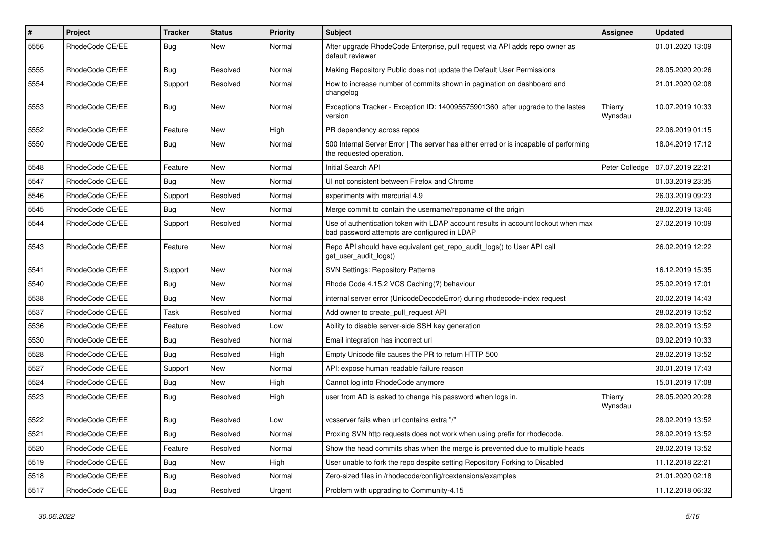| # | Project | Tracker | Status | Priority | Subject | Assignee | Updated |
|---|---|---|---|---|---|---|---|
| 5556 | RhodeCode CE/EE | Bug | New | Normal | After upgrade RhodeCode Enterprise, pull request via API adds repo owner as default reviewer | | 01.01.2020 13:09 |
| 5555 | RhodeCode CE/EE | Bug | Resolved | Normal | Making Repository Public does not update the Default User Permissions | | 28.05.2020 20:26 |
| 5554 | RhodeCode CE/EE | Support | Resolved | Normal | How to increase number of commits shown in pagination on dashboard and changelog | | 21.01.2020 02:08 |
| 5553 | RhodeCode CE/EE | Bug | New | Normal | Exceptions Tracker - Exception ID: 140095575901360 after upgrade to the lastes version | Thierry Wynsdau | 10.07.2019 10:33 |
| 5552 | RhodeCode CE/EE | Feature | New | High | PR dependency across repos | | 22.06.2019 01:15 |
| 5550 | RhodeCode CE/EE | Bug | New | Normal | 500 Internal Server Error \| The server has either erred or is incapable of performing the requested operation. | | 18.04.2019 17:12 |
| 5548 | RhodeCode CE/EE | Feature | New | Normal | Initial Search API | Peter Colledge | 07.07.2019 22:21 |
| 5547 | RhodeCode CE/EE | Bug | New | Normal | UI not consistent between Firefox and Chrome | | 01.03.2019 23:35 |
| 5546 | RhodeCode CE/EE | Support | Resolved | Normal | experiments with mercurial 4.9 | | 26.03.2019 09:23 |
| 5545 | RhodeCode CE/EE | Bug | New | Normal | Merge commit to contain the username/reponame of the origin | | 28.02.2019 13:46 |
| 5544 | RhodeCode CE/EE | Support | Resolved | Normal | Use of authentication token with LDAP account results in account lockout when max bad password attempts are configured in LDAP | | 27.02.2019 10:09 |
| 5543 | RhodeCode CE/EE | Feature | New | Normal | Repo API should have equivalent get_repo_audit_logs() to User API call get_user_audit_logs() | | 26.02.2019 12:22 |
| 5541 | RhodeCode CE/EE | Support | New | Normal | SVN Settings: Repository Patterns | | 16.12.2019 15:35 |
| 5540 | RhodeCode CE/EE | Bug | New | Normal | Rhode Code 4.15.2 VCS Caching(?) behaviour | | 25.02.2019 17:01 |
| 5538 | RhodeCode CE/EE | Bug | New | Normal | internal server error (UnicodeDecodeError) during rhodecode-index request | | 20.02.2019 14:43 |
| 5537 | RhodeCode CE/EE | Task | Resolved | Normal | Add owner to create_pull_request API | | 28.02.2019 13:52 |
| 5536 | RhodeCode CE/EE | Feature | Resolved | Low | Ability to disable server-side SSH key generation | | 28.02.2019 13:52 |
| 5530 | RhodeCode CE/EE | Bug | Resolved | Normal | Email integration has incorrect url | | 09.02.2019 10:33 |
| 5528 | RhodeCode CE/EE | Bug | Resolved | High | Empty Unicode file causes the PR to return HTTP 500 | | 28.02.2019 13:52 |
| 5527 | RhodeCode CE/EE | Support | New | Normal | API: expose human readable failure reason | | 30.01.2019 17:43 |
| 5524 | RhodeCode CE/EE | Bug | New | High | Cannot log into RhodeCode anymore | | 15.01.2019 17:08 |
| 5523 | RhodeCode CE/EE | Bug | Resolved | High | user from AD is asked to change his password when logs in. | Thierry Wynsdau | 28.05.2020 20:28 |
| 5522 | RhodeCode CE/EE | Bug | Resolved | Low | vcsserver fails when url contains extra "/" | | 28.02.2019 13:52 |
| 5521 | RhodeCode CE/EE | Bug | Resolved | Normal | Proxing SVN http requests does not work when using prefix for rhodecode. | | 28.02.2019 13:52 |
| 5520 | RhodeCode CE/EE | Feature | Resolved | Normal | Show the head commits shas when the merge is prevented due to multiple heads | | 28.02.2019 13:52 |
| 5519 | RhodeCode CE/EE | Bug | New | High | User unable to fork the repo despite setting Repository Forking to Disabled | | 11.12.2018 22:21 |
| 5518 | RhodeCode CE/EE | Bug | Resolved | Normal | Zero-sized files in /rhodecode/config/rcextensions/examples | | 21.01.2020 02:18 |
| 5517 | RhodeCode CE/EE | Bug | Resolved | Urgent | Problem with upgrading to Community-4.15 | | 11.12.2018 06:32 |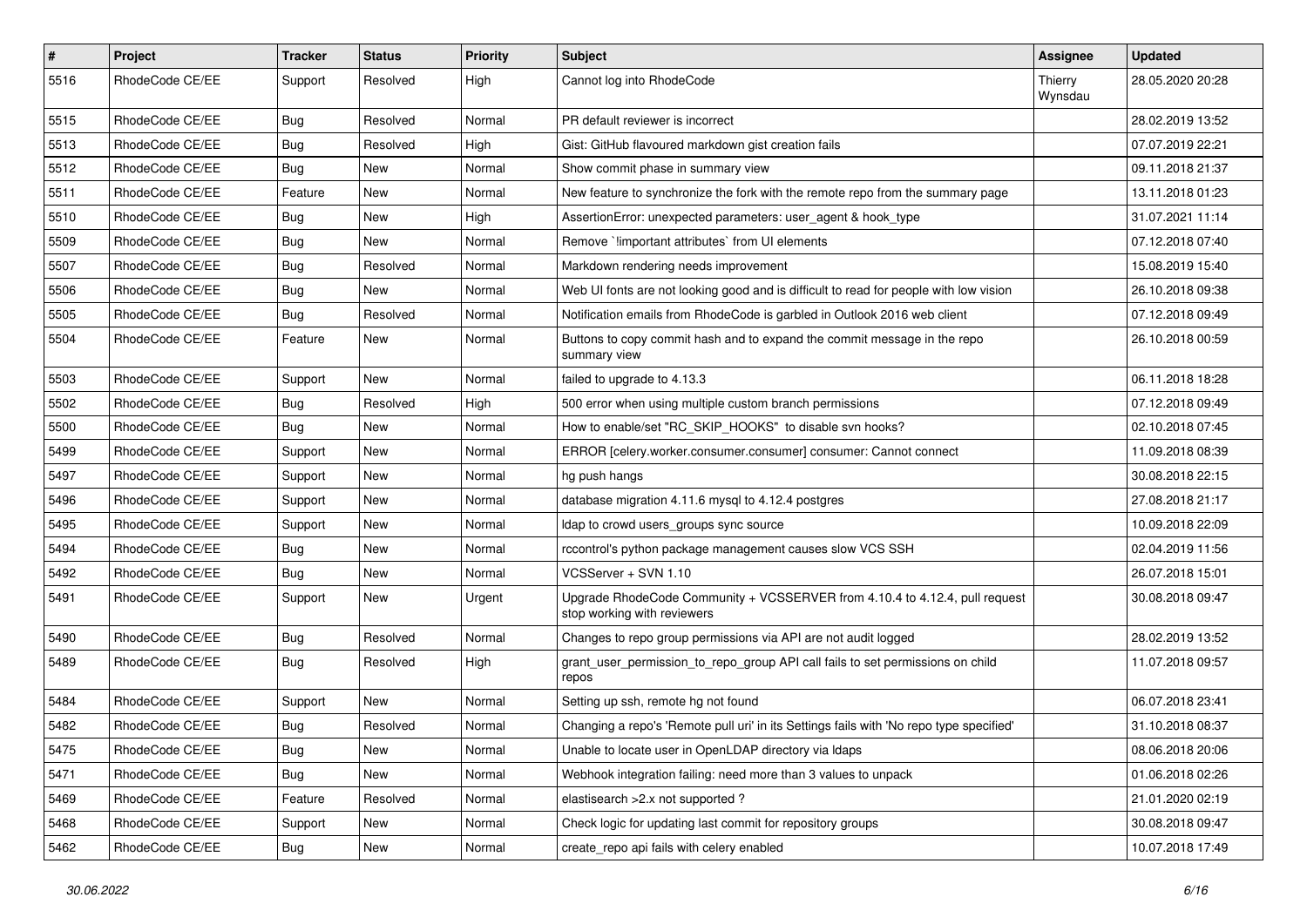| # | Project | Tracker | Status | Priority | Subject | Assignee | Updated |
|---|---|---|---|---|---|---|---|
| 5516 | RhodeCode CE/EE | Support | Resolved | High | Cannot log into RhodeCode | Thierry Wynsdau | 28.05.2020 20:28 |
| 5515 | RhodeCode CE/EE | Bug | Resolved | Normal | PR default reviewer is incorrect | | 28.02.2019 13:52 |
| 5513 | RhodeCode CE/EE | Bug | Resolved | High | Gist: GitHub flavoured markdown gist creation fails | | 07.07.2019 22:21 |
| 5512 | RhodeCode CE/EE | Bug | New | Normal | Show commit phase in summary view | | 09.11.2018 21:37 |
| 5511 | RhodeCode CE/EE | Feature | New | Normal | New feature to synchronize the fork with the remote repo from the summary page | | 13.11.2018 01:23 |
| 5510 | RhodeCode CE/EE | Bug | New | High | AssertionError: unexpected parameters: user_agent & hook_type | | 31.07.2021 11:14 |
| 5509 | RhodeCode CE/EE | Bug | New | Normal | Remove `!important attributes` from UI elements | | 07.12.2018 07:40 |
| 5507 | RhodeCode CE/EE | Bug | Resolved | Normal | Markdown rendering needs improvement | | 15.08.2019 15:40 |
| 5506 | RhodeCode CE/EE | Bug | New | Normal | Web UI fonts are not looking good and is difficult to read for people with low vision | | 26.10.2018 09:38 |
| 5505 | RhodeCode CE/EE | Bug | Resolved | Normal | Notification emails from RhodeCode is garbled in Outlook 2016 web client | | 07.12.2018 09:49 |
| 5504 | RhodeCode CE/EE | Feature | New | Normal | Buttons to copy commit hash and to expand the commit message in the repo summary view | | 26.10.2018 00:59 |
| 5503 | RhodeCode CE/EE | Support | New | Normal | failed to upgrade to 4.13.3 | | 06.11.2018 18:28 |
| 5502 | RhodeCode CE/EE | Bug | Resolved | High | 500 error when using multiple custom branch permissions | | 07.12.2018 09:49 |
| 5500 | RhodeCode CE/EE | Bug | New | Normal | How to enable/set "RC_SKIP_HOOKS" to disable svn hooks? | | 02.10.2018 07:45 |
| 5499 | RhodeCode CE/EE | Support | New | Normal | ERROR [celery.worker.consumer.consumer] consumer: Cannot connect | | 11.09.2018 08:39 |
| 5497 | RhodeCode CE/EE | Support | New | Normal | hg push hangs | | 30.08.2018 22:15 |
| 5496 | RhodeCode CE/EE | Support | New | Normal | database migration 4.11.6 mysql to 4.12.4 postgres | | 27.08.2018 21:17 |
| 5495 | RhodeCode CE/EE | Support | New | Normal | ldap to crowd users_groups sync source | | 10.09.2018 22:09 |
| 5494 | RhodeCode CE/EE | Bug | New | Normal | rccontrol's python package management causes slow VCS SSH | | 02.04.2019 11:56 |
| 5492 | RhodeCode CE/EE | Bug | New | Normal | VCSServer + SVN 1.10 | | 26.07.2018 15:01 |
| 5491 | RhodeCode CE/EE | Support | New | Urgent | Upgrade RhodeCode Community + VCSSERVER from 4.10.4 to 4.12.4, pull request stop working with reviewers | | 30.08.2018 09:47 |
| 5490 | RhodeCode CE/EE | Bug | Resolved | Normal | Changes to repo group permissions via API are not audit logged | | 28.02.2019 13:52 |
| 5489 | RhodeCode CE/EE | Bug | Resolved | High | grant_user_permission_to_repo_group API call fails to set permissions on child repos | | 11.07.2018 09:57 |
| 5484 | RhodeCode CE/EE | Support | New | Normal | Setting up ssh, remote hg not found | | 06.07.2018 23:41 |
| 5482 | RhodeCode CE/EE | Bug | Resolved | Normal | Changing a repo's 'Remote pull uri' in its Settings fails with 'No repo type specified' | | 31.10.2018 08:37 |
| 5475 | RhodeCode CE/EE | Bug | New | Normal | Unable to locate user in OpenLDAP directory via ldaps | | 08.06.2018 20:06 |
| 5471 | RhodeCode CE/EE | Bug | New | Normal | Webhook integration failing: need more than 3 values to unpack | | 01.06.2018 02:26 |
| 5469 | RhodeCode CE/EE | Feature | Resolved | Normal | elastisearch >2.x not supported ? | | 21.01.2020 02:19 |
| 5468 | RhodeCode CE/EE | Support | New | Normal | Check logic for updating last commit for repository groups | | 30.08.2018 09:47 |
| 5462 | RhodeCode CE/EE | Bug | New | Normal | create_repo api fails with celery enabled | | 10.07.2018 17:49 |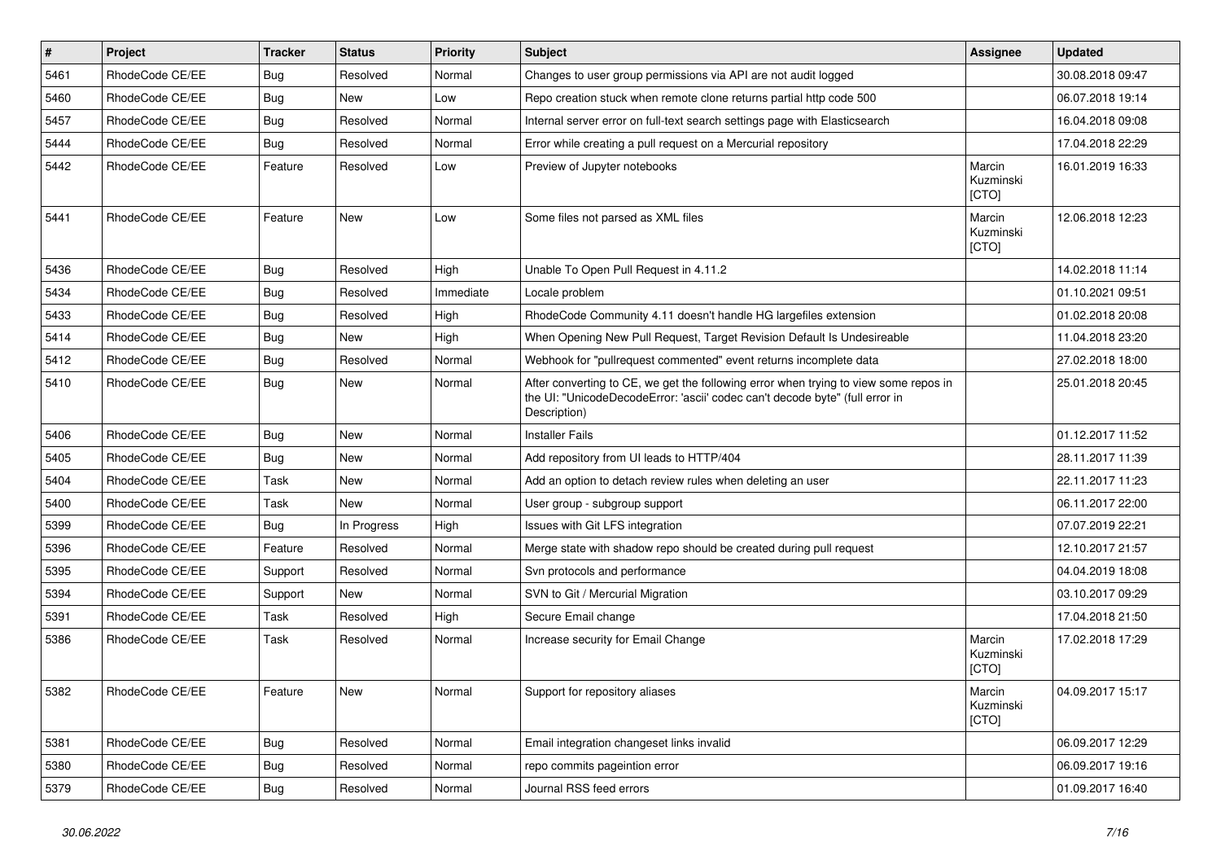| # | Project | Tracker | Status | Priority | Subject | Assignee | Updated |
|---|---|---|---|---|---|---|---|
| 5461 | RhodeCode CE/EE | Bug | Resolved | Normal | Changes to user group permissions via API are not audit logged | | 30.08.2018 09:47 |
| 5460 | RhodeCode CE/EE | Bug | New | Low | Repo creation stuck when remote clone returns partial http code 500 | | 06.07.2018 19:14 |
| 5457 | RhodeCode CE/EE | Bug | Resolved | Normal | Internal server error on full-text search settings page with Elasticsearch | | 16.04.2018 09:08 |
| 5444 | RhodeCode CE/EE | Bug | Resolved | Normal | Error while creating a pull request on a Mercurial repository | | 17.04.2018 22:29 |
| 5442 | RhodeCode CE/EE | Feature | Resolved | Low | Preview of Jupyter notebooks | Marcin Kuzminski [CTO] | 16.01.2019 16:33 |
| 5441 | RhodeCode CE/EE | Feature | New | Low | Some files not parsed as XML files | Marcin Kuzminski [CTO] | 12.06.2018 12:23 |
| 5436 | RhodeCode CE/EE | Bug | Resolved | High | Unable To Open Pull Request in 4.11.2 | | 14.02.2018 11:14 |
| 5434 | RhodeCode CE/EE | Bug | Resolved | Immediate | Locale problem | | 01.10.2021 09:51 |
| 5433 | RhodeCode CE/EE | Bug | Resolved | High | RhodeCode Community 4.11 doesn't handle HG largefiles extension | | 01.02.2018 20:08 |
| 5414 | RhodeCode CE/EE | Bug | New | High | When Opening New Pull Request, Target Revision Default Is Undesireable | | 11.04.2018 23:20 |
| 5412 | RhodeCode CE/EE | Bug | Resolved | Normal | Webhook for "pullrequest commented" event returns incomplete data | | 27.02.2018 18:00 |
| 5410 | RhodeCode CE/EE | Bug | New | Normal | After converting to CE, we get the following error when trying to view some repos in the UI: "UnicodeDecodeError: 'ascii' codec can't decode byte" (full error in Description) | | 25.01.2018 20:45 |
| 5406 | RhodeCode CE/EE | Bug | New | Normal | Installer Fails | | 01.12.2017 11:52 |
| 5405 | RhodeCode CE/EE | Bug | New | Normal | Add repository from UI leads to HTTP/404 | | 28.11.2017 11:39 |
| 5404 | RhodeCode CE/EE | Task | New | Normal | Add an option to detach review rules when deleting an user | | 22.11.2017 11:23 |
| 5400 | RhodeCode CE/EE | Task | New | Normal | User group - subgroup support | | 06.11.2017 22:00 |
| 5399 | RhodeCode CE/EE | Bug | In Progress | High | Issues with Git LFS integration | | 07.07.2019 22:21 |
| 5396 | RhodeCode CE/EE | Feature | Resolved | Normal | Merge state with shadow repo should be created during pull request | | 12.10.2017 21:57 |
| 5395 | RhodeCode CE/EE | Support | Resolved | Normal | Svn protocols and performance | | 04.04.2019 18:08 |
| 5394 | RhodeCode CE/EE | Support | New | Normal | SVN to Git / Mercurial Migration | | 03.10.2017 09:29 |
| 5391 | RhodeCode CE/EE | Task | Resolved | High | Secure Email change | | 17.04.2018 21:50 |
| 5386 | RhodeCode CE/EE | Task | Resolved | Normal | Increase security for Email Change | Marcin Kuzminski [CTO] | 17.02.2018 17:29 |
| 5382 | RhodeCode CE/EE | Feature | New | Normal | Support for repository aliases | Marcin Kuzminski [CTO] | 04.09.2017 15:17 |
| 5381 | RhodeCode CE/EE | Bug | Resolved | Normal | Email integration changeset links invalid | | 06.09.2017 12:29 |
| 5380 | RhodeCode CE/EE | Bug | Resolved | Normal | repo commits pageintion error | | 06.09.2017 19:16 |
| 5379 | RhodeCode CE/EE | Bug | Resolved | Normal | Journal RSS feed errors | | 01.09.2017 16:40 |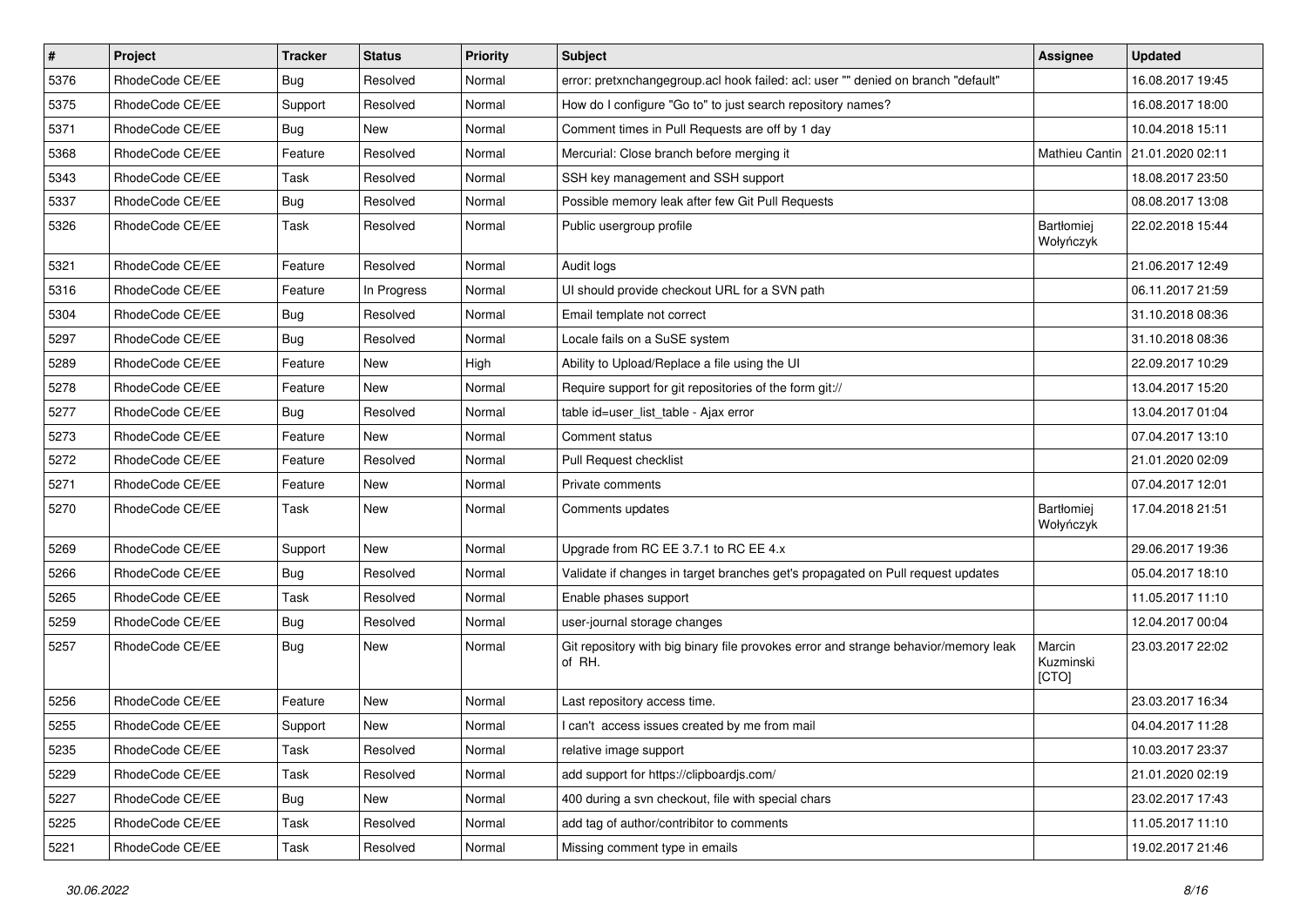| # | Project | Tracker | Status | Priority | Subject | Assignee | Updated |
| --- | --- | --- | --- | --- | --- | --- | --- |
| 5376 | RhodeCode CE/EE | Bug | Resolved | Normal | error: pretxnchangegroup.acl hook failed: acl: user "" denied on branch "default" | | 16.08.2017 19:45 |
| 5375 | RhodeCode CE/EE | Support | Resolved | Normal | How do I configure "Go to" to just search repository names? | | 16.08.2017 18:00 |
| 5371 | RhodeCode CE/EE | Bug | New | Normal | Comment times in Pull Requests are off by 1 day | | 10.04.2018 15:11 |
| 5368 | RhodeCode CE/EE | Feature | Resolved | Normal | Mercurial: Close branch before merging it | Mathieu Cantin | 21.01.2020 02:11 |
| 5343 | RhodeCode CE/EE | Task | Resolved | Normal | SSH key management and SSH support | | 18.08.2017 23:50 |
| 5337 | RhodeCode CE/EE | Bug | Resolved | Normal | Possible memory leak after few Git Pull Requests | | 08.08.2017 13:08 |
| 5326 | RhodeCode CE/EE | Task | Resolved | Normal | Public usergroup profile | Bartłomiej Wołyńczyk | 22.02.2018 15:44 |
| 5321 | RhodeCode CE/EE | Feature | Resolved | Normal | Audit logs | | 21.06.2017 12:49 |
| 5316 | RhodeCode CE/EE | Feature | In Progress | Normal | UI should provide checkout URL for a SVN path | | 06.11.2017 21:59 |
| 5304 | RhodeCode CE/EE | Bug | Resolved | Normal | Email template not correct | | 31.10.2018 08:36 |
| 5297 | RhodeCode CE/EE | Bug | Resolved | Normal | Locale fails on a SuSE system | | 31.10.2018 08:36 |
| 5289 | RhodeCode CE/EE | Feature | New | High | Ability to Upload/Replace a file using the UI | | 22.09.2017 10:29 |
| 5278 | RhodeCode CE/EE | Feature | New | Normal | Require support for git repositories of the form git:// | | 13.04.2017 15:20 |
| 5277 | RhodeCode CE/EE | Bug | Resolved | Normal | table id=user_list_table - Ajax error | | 13.04.2017 01:04 |
| 5273 | RhodeCode CE/EE | Feature | New | Normal | Comment status | | 07.04.2017 13:10 |
| 5272 | RhodeCode CE/EE | Feature | Resolved | Normal | Pull Request checklist | | 21.01.2020 02:09 |
| 5271 | RhodeCode CE/EE | Feature | New | Normal | Private comments | | 07.04.2017 12:01 |
| 5270 | RhodeCode CE/EE | Task | New | Normal | Comments updates | Bartłomiej Wołyńczyk | 17.04.2018 21:51 |
| 5269 | RhodeCode CE/EE | Support | New | Normal | Upgrade from RC EE 3.7.1 to RC EE 4.x | | 29.06.2017 19:36 |
| 5266 | RhodeCode CE/EE | Bug | Resolved | Normal | Validate if changes in target branches get's propagated on Pull request updates | | 05.04.2017 18:10 |
| 5265 | RhodeCode CE/EE | Task | Resolved | Normal | Enable phases support | | 11.05.2017 11:10 |
| 5259 | RhodeCode CE/EE | Bug | Resolved | Normal | user-journal storage changes | | 12.04.2017 00:04 |
| 5257 | RhodeCode CE/EE | Bug | New | Normal | Git repository with big binary file provokes error and strange behavior/memory leak of RH. | Marcin Kuzminski [CTO] | 23.03.2017 22:02 |
| 5256 | RhodeCode CE/EE | Feature | New | Normal | Last repository access time. | | 23.03.2017 16:34 |
| 5255 | RhodeCode CE/EE | Support | New | Normal | I can't access issues created by me from mail | | 04.04.2017 11:28 |
| 5235 | RhodeCode CE/EE | Task | Resolved | Normal | relative image support | | 10.03.2017 23:37 |
| 5229 | RhodeCode CE/EE | Task | Resolved | Normal | add support for https://clipboardjs.com/ | | 21.01.2020 02:19 |
| 5227 | RhodeCode CE/EE | Bug | New | Normal | 400 during a svn checkout, file with special chars | | 23.02.2017 17:43 |
| 5225 | RhodeCode CE/EE | Task | Resolved | Normal | add tag of author/contribitor to comments | | 11.05.2017 11:10 |
| 5221 | RhodeCode CE/EE | Task | Resolved | Normal | Missing comment type in emails | | 19.02.2017 21:46 |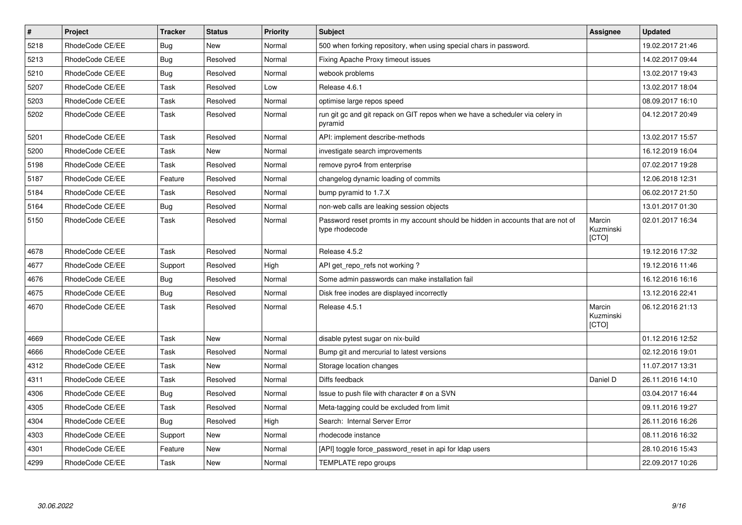| # | Project | Tracker | Status | Priority | Subject | Assignee | Updated |
|---|---|---|---|---|---|---|---|
| 5218 | RhodeCode CE/EE | Bug | New | Normal | 500 when forking repository, when using special chars in password. | | 19.02.2017 21:46 |
| 5213 | RhodeCode CE/EE | Bug | Resolved | Normal | Fixing Apache Proxy timeout issues | | 14.02.2017 09:44 |
| 5210 | RhodeCode CE/EE | Bug | Resolved | Normal | webook problems | | 13.02.2017 19:43 |
| 5207 | RhodeCode CE/EE | Task | Resolved | Low | Release 4.6.1 | | 13.02.2017 18:04 |
| 5203 | RhodeCode CE/EE | Task | Resolved | Normal | optimise large repos speed | | 08.09.2017 16:10 |
| 5202 | RhodeCode CE/EE | Task | Resolved | Normal | run git gc and git repack on GIT repos when we have a scheduler via celery in pyramid | | 04.12.2017 20:49 |
| 5201 | RhodeCode CE/EE | Task | Resolved | Normal | API: implement describe-methods | | 13.02.2017 15:57 |
| 5200 | RhodeCode CE/EE | Task | New | Normal | investigate search improvements | | 16.12.2019 16:04 |
| 5198 | RhodeCode CE/EE | Task | Resolved | Normal | remove pyro4 from enterprise | | 07.02.2017 19:28 |
| 5187 | RhodeCode CE/EE | Feature | Resolved | Normal | changelog dynamic loading of commits | | 12.06.2018 12:31 |
| 5184 | RhodeCode CE/EE | Task | Resolved | Normal | bump pyramid to 1.7.X | | 06.02.2017 21:50 |
| 5164 | RhodeCode CE/EE | Bug | Resolved | Normal | non-web calls are leaking session objects | | 13.01.2017 01:30 |
| 5150 | RhodeCode CE/EE | Task | Resolved | Normal | Password reset promts in my account should be hidden in accounts that are not of type rhodecode | Marcin Kuzminski [CTO] | 02.01.2017 16:34 |
| 4678 | RhodeCode CE/EE | Task | Resolved | Normal | Release 4.5.2 | | 19.12.2016 17:32 |
| 4677 | RhodeCode CE/EE | Support | Resolved | High | API get_repo_refs not working ? | | 19.12.2016 11:46 |
| 4676 | RhodeCode CE/EE | Bug | Resolved | Normal | Some admin passwords can make installation fail | | 16.12.2016 16:16 |
| 4675 | RhodeCode CE/EE | Bug | Resolved | Normal | Disk free inodes are displayed incorrectly | | 13.12.2016 22:41 |
| 4670 | RhodeCode CE/EE | Task | Resolved | Normal | Release 4.5.1 | Marcin Kuzminski [CTO] | 06.12.2016 21:13 |
| 4669 | RhodeCode CE/EE | Task | New | Normal | disable pytest sugar on nix-build | | 01.12.2016 12:52 |
| 4666 | RhodeCode CE/EE | Task | Resolved | Normal | Bump git and mercurial to latest versions | | 02.12.2016 19:01 |
| 4312 | RhodeCode CE/EE | Task | New | Normal | Storage location changes | | 11.07.2017 13:31 |
| 4311 | RhodeCode CE/EE | Task | Resolved | Normal | Diffs feedback | Daniel D | 26.11.2016 14:10 |
| 4306 | RhodeCode CE/EE | Bug | Resolved | Normal | Issue to push file with character # on a SVN | | 03.04.2017 16:44 |
| 4305 | RhodeCode CE/EE | Task | Resolved | Normal | Meta-tagging could be excluded from limit | | 09.11.2016 19:27 |
| 4304 | RhodeCode CE/EE | Bug | Resolved | High | Search: Internal Server Error | | 26.11.2016 16:26 |
| 4303 | RhodeCode CE/EE | Support | New | Normal | rhodecode instance | | 08.11.2016 16:32 |
| 4301 | RhodeCode CE/EE | Feature | New | Normal | [API] toggle force_password_reset in api for ldap users | | 28.10.2016 15:43 |
| 4299 | RhodeCode CE/EE | Task | New | Normal | TEMPLATE repo groups | | 22.09.2017 10:26 |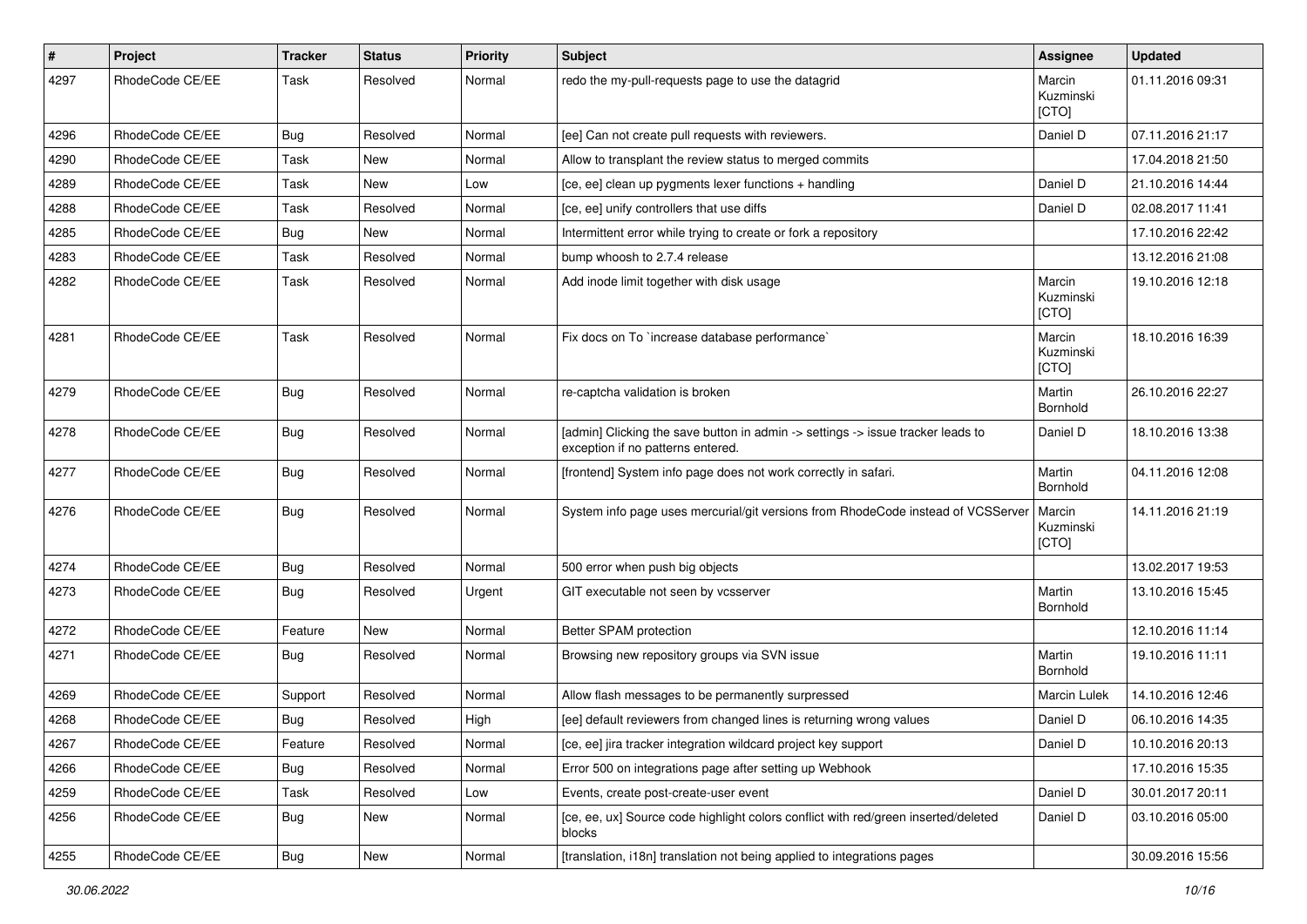| # | Project | Tracker | Status | Priority | Subject | Assignee | Updated |
|---|---|---|---|---|---|---|---|
| 4297 | RhodeCode CE/EE | Task | Resolved | Normal | redo the my-pull-requests page to use the datagrid | Marcin Kuzminski [CTO] | 01.11.2016 09:31 |
| 4296 | RhodeCode CE/EE | Bug | Resolved | Normal | [ee] Can not create pull requests with reviewers. | Daniel D | 07.11.2016 21:17 |
| 4290 | RhodeCode CE/EE | Task | New | Normal | Allow to transplant the review status to merged commits | | 17.04.2018 21:50 |
| 4289 | RhodeCode CE/EE | Task | New | Low | [ce, ee] clean up pygments lexer functions + handling | Daniel D | 21.10.2016 14:44 |
| 4288 | RhodeCode CE/EE | Task | Resolved | Normal | [ce, ee] unify controllers that use diffs | Daniel D | 02.08.2017 11:41 |
| 4285 | RhodeCode CE/EE | Bug | New | Normal | Intermittent error while trying to create or fork a repository | | 17.10.2016 22:42 |
| 4283 | RhodeCode CE/EE | Task | Resolved | Normal | bump whoosh to 2.7.4 release | | 13.12.2016 21:08 |
| 4282 | RhodeCode CE/EE | Task | Resolved | Normal | Add inode limit together with disk usage | Marcin Kuzminski [CTO] | 19.10.2016 12:18 |
| 4281 | RhodeCode CE/EE | Task | Resolved | Normal | Fix docs on To `increase database performance` | Marcin Kuzminski [CTO] | 18.10.2016 16:39 |
| 4279 | RhodeCode CE/EE | Bug | Resolved | Normal | re-captcha validation is broken | Martin Bornhold | 26.10.2016 22:27 |
| 4278 | RhodeCode CE/EE | Bug | Resolved | Normal | [admin] Clicking the save button in admin -> settings -> issue tracker leads to exception if no patterns entered. | Daniel D | 18.10.2016 13:38 |
| 4277 | RhodeCode CE/EE | Bug | Resolved | Normal | [frontend] System info page does not work correctly in safari. | Martin Bornhold | 04.11.2016 12:08 |
| 4276 | RhodeCode CE/EE | Bug | Resolved | Normal | System info page uses mercurial/git versions from RhodeCode instead of VCSServer | Marcin Kuzminski [CTO] | 14.11.2016 21:19 |
| 4274 | RhodeCode CE/EE | Bug | Resolved | Normal | 500 error when push big objects | | 13.02.2017 19:53 |
| 4273 | RhodeCode CE/EE | Bug | Resolved | Urgent | GIT executable not seen by vcsserver | Martin Bornhold | 13.10.2016 15:45 |
| 4272 | RhodeCode CE/EE | Feature | New | Normal | Better SPAM protection | | 12.10.2016 11:14 |
| 4271 | RhodeCode CE/EE | Bug | Resolved | Normal | Browsing new repository groups via SVN issue | Martin Bornhold | 19.10.2016 11:11 |
| 4269 | RhodeCode CE/EE | Support | Resolved | Normal | Allow flash messages to be permanently surpressed | Marcin Lulek | 14.10.2016 12:46 |
| 4268 | RhodeCode CE/EE | Bug | Resolved | High | [ee] default reviewers from changed lines is returning wrong values | Daniel D | 06.10.2016 14:35 |
| 4267 | RhodeCode CE/EE | Feature | Resolved | Normal | [ce, ee] jira tracker integration wildcard project key support | Daniel D | 10.10.2016 20:13 |
| 4266 | RhodeCode CE/EE | Bug | Resolved | Normal | Error 500 on integrations page after setting up Webhook | | 17.10.2016 15:35 |
| 4259 | RhodeCode CE/EE | Task | Resolved | Low | Events, create post-create-user event | Daniel D | 30.01.2017 20:11 |
| 4256 | RhodeCode CE/EE | Bug | New | Normal | [ce, ee, ux] Source code highlight colors conflict with red/green inserted/deleted blocks | Daniel D | 03.10.2016 05:00 |
| 4255 | RhodeCode CE/EE | Bug | New | Normal | [translation, i18n] translation not being applied to integrations pages | | 30.09.2016 15:56 |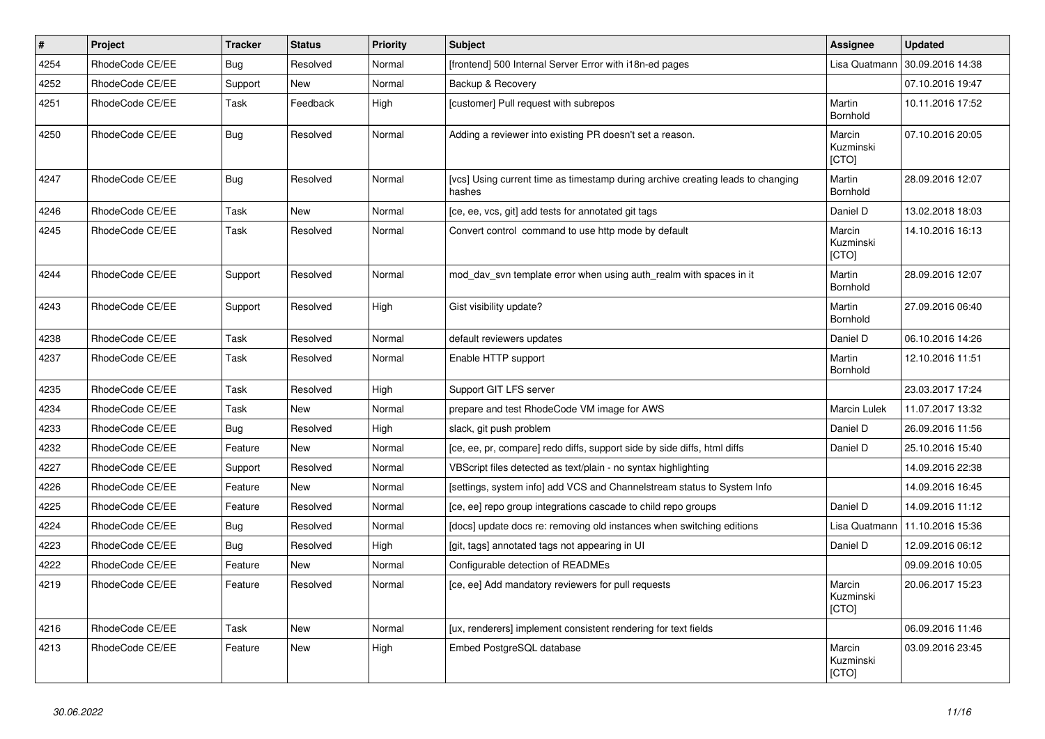| # | Project | Tracker | Status | Priority | Subject | Assignee | Updated |
|---|---|---|---|---|---|---|---|
| 4254 | RhodeCode CE/EE | Bug | Resolved | Normal | [frontend] 500 Internal Server Error with i18n-ed pages | Lisa Quatmann | 30.09.2016 14:38 |
| 4252 | RhodeCode CE/EE | Support | New | Normal | Backup & Recovery | | 07.10.2016 19:47 |
| 4251 | RhodeCode CE/EE | Task | Feedback | High | [customer] Pull request with subrepos | Martin Bornhold | 10.11.2016 17:52 |
| 4250 | RhodeCode CE/EE | Bug | Resolved | Normal | Adding a reviewer into existing PR doesn't set a reason. | Marcin Kuzminski [CTO] | 07.10.2016 20:05 |
| 4247 | RhodeCode CE/EE | Bug | Resolved | Normal | [vcs] Using current time as timestamp during archive creating leads to changing hashes | Martin Bornhold | 28.09.2016 12:07 |
| 4246 | RhodeCode CE/EE | Task | New | Normal | [ce, ee, vcs, git] add tests for annotated git tags | Daniel D | 13.02.2018 18:03 |
| 4245 | RhodeCode CE/EE | Task | Resolved | Normal | Convert control command to use http mode by default | Marcin Kuzminski [CTO] | 14.10.2016 16:13 |
| 4244 | RhodeCode CE/EE | Support | Resolved | Normal | mod_dav_svn template error when using auth_realm with spaces in it | Martin Bornhold | 28.09.2016 12:07 |
| 4243 | RhodeCode CE/EE | Support | Resolved | High | Gist visibility update? | Martin Bornhold | 27.09.2016 06:40 |
| 4238 | RhodeCode CE/EE | Task | Resolved | Normal | default reviewers updates | Daniel D | 06.10.2016 14:26 |
| 4237 | RhodeCode CE/EE | Task | Resolved | Normal | Enable HTTP support | Martin Bornhold | 12.10.2016 11:51 |
| 4235 | RhodeCode CE/EE | Task | Resolved | High | Support GIT LFS server | | 23.03.2017 17:24 |
| 4234 | RhodeCode CE/EE | Task | New | Normal | prepare and test RhodeCode VM image for AWS | Marcin Lulek | 11.07.2017 13:32 |
| 4233 | RhodeCode CE/EE | Bug | Resolved | High | slack, git push problem | Daniel D | 26.09.2016 11:56 |
| 4232 | RhodeCode CE/EE | Feature | New | Normal | [ce, ee, pr, compare] redo diffs, support side by side diffs, html diffs | Daniel D | 25.10.2016 15:40 |
| 4227 | RhodeCode CE/EE | Support | Resolved | Normal | VBScript files detected as text/plain - no syntax highlighting | | 14.09.2016 22:38 |
| 4226 | RhodeCode CE/EE | Feature | New | Normal | [settings, system info] add VCS and Channelstream status to System Info | | 14.09.2016 16:45 |
| 4225 | RhodeCode CE/EE | Feature | Resolved | Normal | [ce, ee] repo group integrations cascade to child repo groups | Daniel D | 14.09.2016 11:12 |
| 4224 | RhodeCode CE/EE | Bug | Resolved | Normal | [docs] update docs re: removing old instances when switching editions | Lisa Quatmann | 11.10.2016 15:36 |
| 4223 | RhodeCode CE/EE | Bug | Resolved | High | [git, tags] annotated tags not appearing in UI | Daniel D | 12.09.2016 06:12 |
| 4222 | RhodeCode CE/EE | Feature | New | Normal | Configurable detection of READMEs | | 09.09.2016 10:05 |
| 4219 | RhodeCode CE/EE | Feature | Resolved | Normal | [ce, ee] Add mandatory reviewers for pull requests | Marcin Kuzminski [CTO] | 20.06.2017 15:23 |
| 4216 | RhodeCode CE/EE | Task | New | Normal | [ux, renderers] implement consistent rendering for text fields | | 06.09.2016 11:46 |
| 4213 | RhodeCode CE/EE | Feature | New | High | Embed PostgreSQL database | Marcin Kuzminski [CTO] | 03.09.2016 23:45 |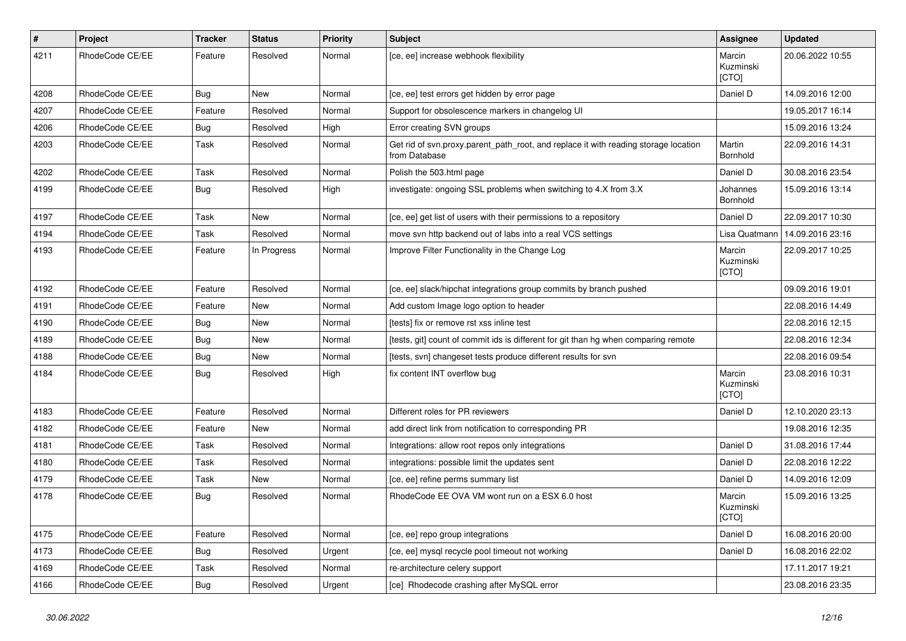| # | Project | Tracker | Status | Priority | Subject | Assignee | Updated |
|---|---|---|---|---|---|---|---|
| 4211 | RhodeCode CE/EE | Feature | Resolved | Normal | [ce, ee] increase webhook flexibility | Marcin Kuzminski [CTO] | 20.06.2022 10:55 |
| 4208 | RhodeCode CE/EE | Bug | New | Normal | [ce, ee] test errors get hidden by error page | Daniel D | 14.09.2016 12:00 |
| 4207 | RhodeCode CE/EE | Feature | Resolved | Normal | Support for obsolescence markers in changelog UI | | 19.05.2017 16:14 |
| 4206 | RhodeCode CE/EE | Bug | Resolved | High | Error creating SVN groups | | 15.09.2016 13:24 |
| 4203 | RhodeCode CE/EE | Task | Resolved | Normal | Get rid of svn.proxy.parent_path_root, and replace it with reading storage location from Database | Martin Bornhold | 22.09.2016 14:31 |
| 4202 | RhodeCode CE/EE | Task | Resolved | Normal | Polish the 503.html page | Daniel D | 30.08.2016 23:54 |
| 4199 | RhodeCode CE/EE | Bug | Resolved | High | investigate: ongoing SSL problems when switching to 4.X from 3.X | Johannes Bornhold | 15.09.2016 13:14 |
| 4197 | RhodeCode CE/EE | Task | New | Normal | [ce, ee] get list of users with their permissions to a repository | Daniel D | 22.09.2017 10:30 |
| 4194 | RhodeCode CE/EE | Task | Resolved | Normal | move svn http backend out of labs into a real VCS settings | Lisa Quatmann | 14.09.2016 23:16 |
| 4193 | RhodeCode CE/EE | Feature | In Progress | Normal | Improve Filter Functionality in the Change Log | Marcin Kuzminski [CTO] | 22.09.2017 10:25 |
| 4192 | RhodeCode CE/EE | Feature | Resolved | Normal | [ce, ee] slack/hipchat integrations group commits by branch pushed | | 09.09.2016 19:01 |
| 4191 | RhodeCode CE/EE | Feature | New | Normal | Add custom Image logo option to header | | 22.08.2016 14:49 |
| 4190 | RhodeCode CE/EE | Bug | New | Normal | [tests] fix or remove rst xss inline test | | 22.08.2016 12:15 |
| 4189 | RhodeCode CE/EE | Bug | New | Normal | [tests, git] count of commit ids is different for git than hg when comparing remote | | 22.08.2016 12:34 |
| 4188 | RhodeCode CE/EE | Bug | New | Normal | [tests, svn] changeset tests produce different results for svn | | 22.08.2016 09:54 |
| 4184 | RhodeCode CE/EE | Bug | Resolved | High | fix content INT overflow bug | Marcin Kuzminski [CTO] | 23.08.2016 10:31 |
| 4183 | RhodeCode CE/EE | Feature | Resolved | Normal | Different roles for PR reviewers | Daniel D | 12.10.2020 23:13 |
| 4182 | RhodeCode CE/EE | Feature | New | Normal | add direct link from notification to corresponding PR | | 19.08.2016 12:35 |
| 4181 | RhodeCode CE/EE | Task | Resolved | Normal | Integrations: allow root repos only integrations | Daniel D | 31.08.2016 17:44 |
| 4180 | RhodeCode CE/EE | Task | Resolved | Normal | integrations: possible limit the updates sent | Daniel D | 22.08.2016 12:22 |
| 4179 | RhodeCode CE/EE | Task | New | Normal | [ce, ee] refine perms summary list | Daniel D | 14.09.2016 12:09 |
| 4178 | RhodeCode CE/EE | Bug | Resolved | Normal | RhodeCode EE OVA VM wont run on a ESX 6.0 host | Marcin Kuzminski [CTO] | 15.09.2016 13:25 |
| 4175 | RhodeCode CE/EE | Feature | Resolved | Normal | [ce, ee] repo group integrations | Daniel D | 16.08.2016 20:00 |
| 4173 | RhodeCode CE/EE | Bug | Resolved | Urgent | [ce, ee] mysql recycle pool timeout not working | Daniel D | 16.08.2016 22:02 |
| 4169 | RhodeCode CE/EE | Task | Resolved | Normal | re-architecture celery support | | 17.11.2017 19:21 |
| 4166 | RhodeCode CE/EE | Bug | Resolved | Urgent | [ce] Rhodecode crashing after MySQL error | | 23.08.2016 23:35 |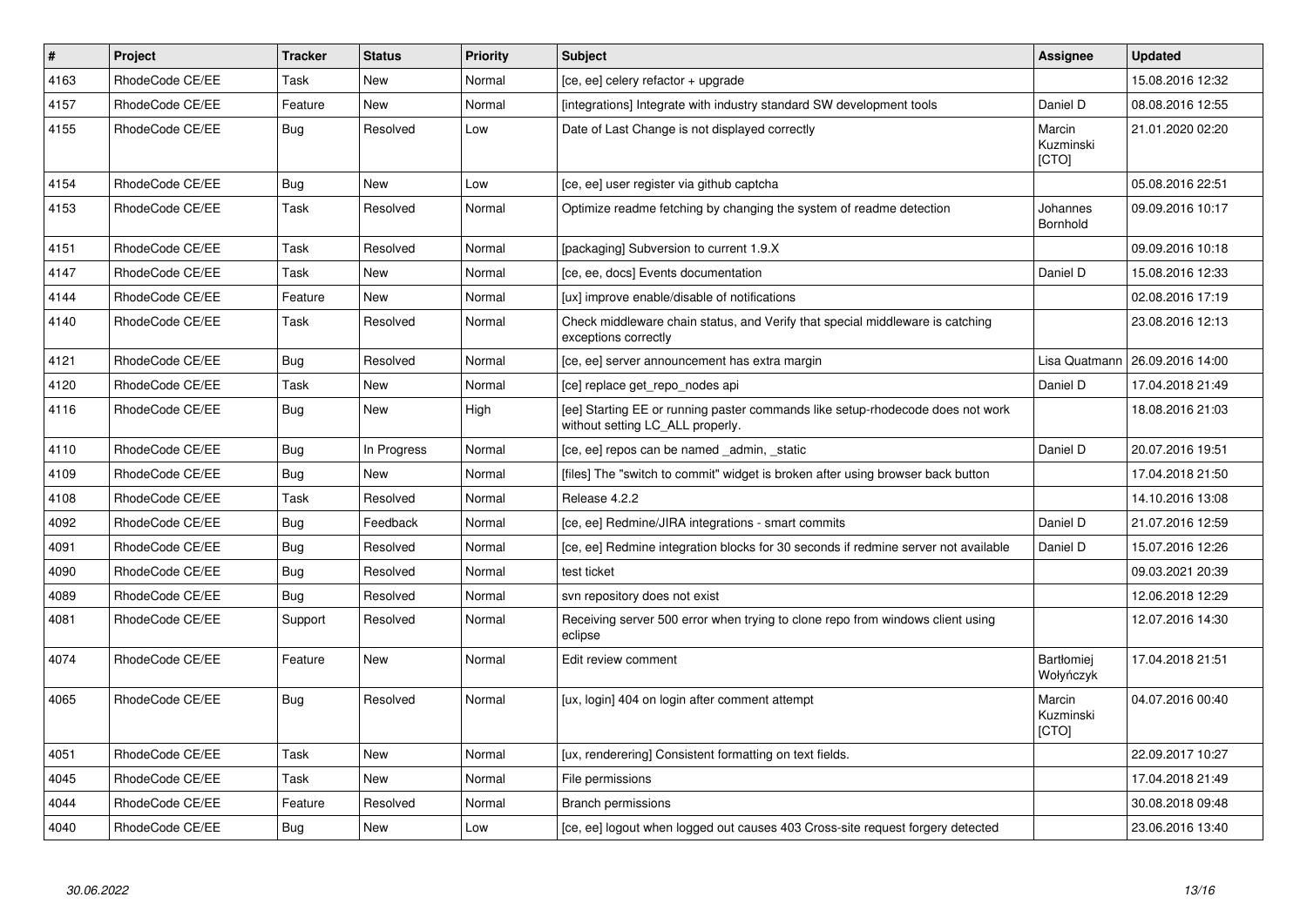| # | Project | Tracker | Status | Priority | Subject | Assignee | Updated |
|---|---|---|---|---|---|---|---|
| 4163 | RhodeCode CE/EE | Task | New | Normal | [ce, ee] celery refactor + upgrade | | 15.08.2016 12:32 |
| 4157 | RhodeCode CE/EE | Feature | New | Normal | [integrations] Integrate with industry standard SW development tools | Daniel D | 08.08.2016 12:55 |
| 4155 | RhodeCode CE/EE | Bug | Resolved | Low | Date of Last Change is not displayed correctly | Marcin Kuzminski [CTO] | 21.01.2020 02:20 |
| 4154 | RhodeCode CE/EE | Bug | New | Low | [ce, ee] user register via github captcha | | 05.08.2016 22:51 |
| 4153 | RhodeCode CE/EE | Task | Resolved | Normal | Optimize readme fetching by changing the system of readme detection | Johannes Bornhold | 09.09.2016 10:17 |
| 4151 | RhodeCode CE/EE | Task | Resolved | Normal | [packaging] Subversion to current 1.9.X | | 09.09.2016 10:18 |
| 4147 | RhodeCode CE/EE | Task | New | Normal | [ce, ee, docs] Events documentation | Daniel D | 15.08.2016 12:33 |
| 4144 | RhodeCode CE/EE | Feature | New | Normal | [ux] improve enable/disable of notifications | | 02.08.2016 17:19 |
| 4140 | RhodeCode CE/EE | Task | Resolved | Normal | Check middleware chain status, and Verify that special middleware is catching exceptions correctly | | 23.08.2016 12:13 |
| 4121 | RhodeCode CE/EE | Bug | Resolved | Normal | [ce, ee] server announcement has extra margin | Lisa Quatmann | 26.09.2016 14:00 |
| 4120 | RhodeCode CE/EE | Task | New | Normal | [ce] replace get_repo_nodes api | Daniel D | 17.04.2018 21:49 |
| 4116 | RhodeCode CE/EE | Bug | New | High | [ee] Starting EE or running paster commands like setup-rhodecode does not work without setting LC_ALL properly. | | 18.08.2016 21:03 |
| 4110 | RhodeCode CE/EE | Bug | In Progress | Normal | [ce, ee] repos can be named _admin, _static | Daniel D | 20.07.2016 19:51 |
| 4109 | RhodeCode CE/EE | Bug | New | Normal | [files] The "switch to commit" widget is broken after using browser back button | | 17.04.2018 21:50 |
| 4108 | RhodeCode CE/EE | Task | Resolved | Normal | Release 4.2.2 | | 14.10.2016 13:08 |
| 4092 | RhodeCode CE/EE | Bug | Feedback | Normal | [ce, ee] Redmine/JIRA integrations - smart commits | Daniel D | 21.07.2016 12:59 |
| 4091 | RhodeCode CE/EE | Bug | Resolved | Normal | [ce, ee] Redmine integration blocks for 30 seconds if redmine server not available | Daniel D | 15.07.2016 12:26 |
| 4090 | RhodeCode CE/EE | Bug | Resolved | Normal | test ticket | | 09.03.2021 20:39 |
| 4089 | RhodeCode CE/EE | Bug | Resolved | Normal | svn repository does not exist | | 12.06.2018 12:29 |
| 4081 | RhodeCode CE/EE | Support | Resolved | Normal | Receiving server 500 error when trying to clone repo from windows client using eclipse | | 12.07.2016 14:30 |
| 4074 | RhodeCode CE/EE | Feature | New | Normal | Edit review comment | Bartłomiej Wołyńczyk | 17.04.2018 21:51 |
| 4065 | RhodeCode CE/EE | Bug | Resolved | Normal | [ux, login] 404 on login after comment attempt | Marcin Kuzminski [CTO] | 04.07.2016 00:40 |
| 4051 | RhodeCode CE/EE | Task | New | Normal | [ux, renderering] Consistent formatting on text fields. | | 22.09.2017 10:27 |
| 4045 | RhodeCode CE/EE | Task | New | Normal | File permissions | | 17.04.2018 21:49 |
| 4044 | RhodeCode CE/EE | Feature | Resolved | Normal | Branch permissions | | 30.08.2018 09:48 |
| 4040 | RhodeCode CE/EE | Bug | New | Low | [ce, ee] logout when logged out causes 403 Cross-site request forgery detected | | 23.06.2016 13:40 |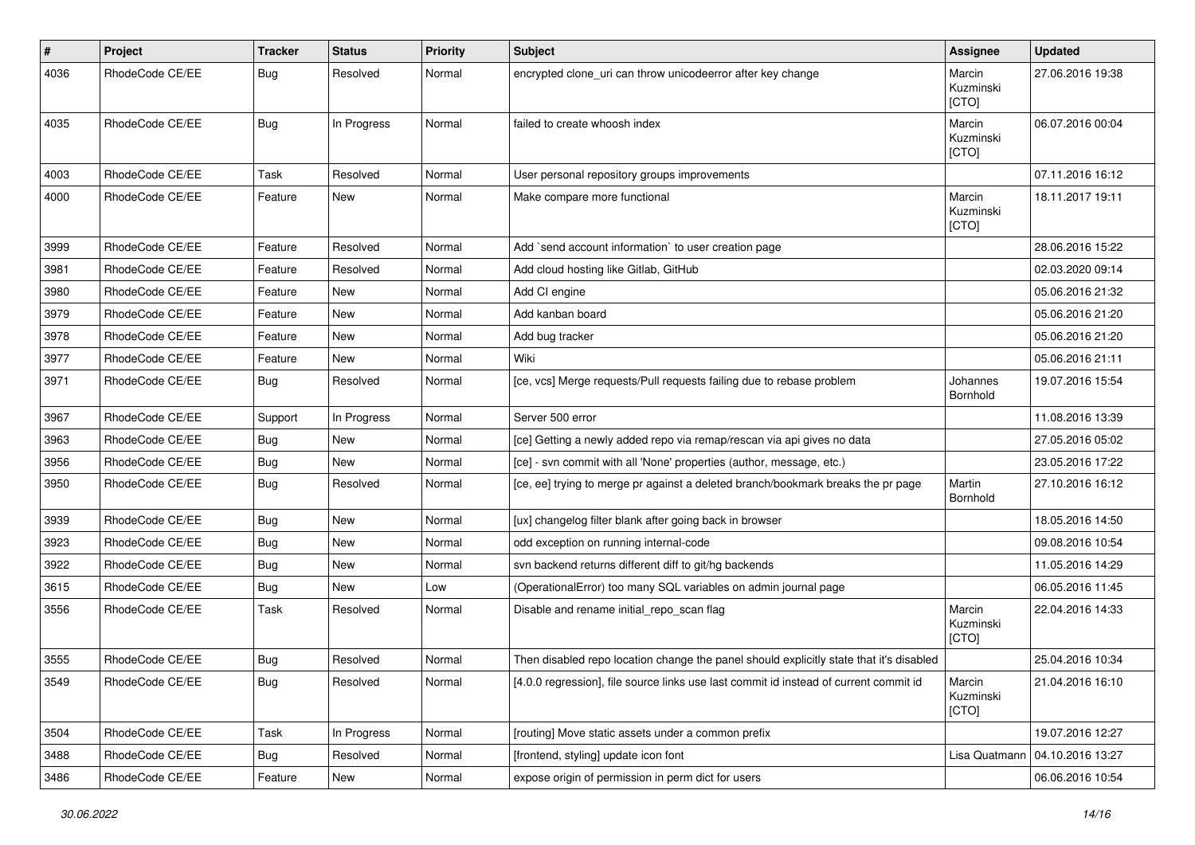| # | Project | Tracker | Status | Priority | Subject | Assignee | Updated |
| --- | --- | --- | --- | --- | --- | --- | --- |
| 4036 | RhodeCode CE/EE | Bug | Resolved | Normal | encrypted clone_uri can throw unicodeerror after key change | Marcin Kuzminski [CTO] | 27.06.2016 19:38 |
| 4035 | RhodeCode CE/EE | Bug | In Progress | Normal | failed to create whoosh index | Marcin Kuzminski [CTO] | 06.07.2016 00:04 |
| 4003 | RhodeCode CE/EE | Task | Resolved | Normal | User personal repository groups improvements | | 07.11.2016 16:12 |
| 4000 | RhodeCode CE/EE | Feature | New | Normal | Make compare more functional | Marcin Kuzminski [CTO] | 18.11.2017 19:11 |
| 3999 | RhodeCode CE/EE | Feature | Resolved | Normal | Add `send account information` to user creation page | | 28.06.2016 15:22 |
| 3981 | RhodeCode CE/EE | Feature | Resolved | Normal | Add cloud hosting like Gitlab, GitHub | | 02.03.2020 09:14 |
| 3980 | RhodeCode CE/EE | Feature | New | Normal | Add CI engine | | 05.06.2016 21:32 |
| 3979 | RhodeCode CE/EE | Feature | New | Normal | Add kanban board | | 05.06.2016 21:20 |
| 3978 | RhodeCode CE/EE | Feature | New | Normal | Add bug tracker | | 05.06.2016 21:20 |
| 3977 | RhodeCode CE/EE | Feature | New | Normal | Wiki | | 05.06.2016 21:11 |
| 3971 | RhodeCode CE/EE | Bug | Resolved | Normal | [ce, vcs] Merge requests/Pull requests failing due to rebase problem | Johannes Bornhold | 19.07.2016 15:54 |
| 3967 | RhodeCode CE/EE | Support | In Progress | Normal | Server 500 error | | 11.08.2016 13:39 |
| 3963 | RhodeCode CE/EE | Bug | New | Normal | [ce] Getting a newly added repo via remap/rescan via api gives no data | | 27.05.2016 05:02 |
| 3956 | RhodeCode CE/EE | Bug | New | Normal | [ce] - svn commit with all 'None' properties (author, message, etc.) | | 23.05.2016 17:22 |
| 3950 | RhodeCode CE/EE | Bug | Resolved | Normal | [ce, ee] trying to merge pr against a deleted branch/bookmark breaks the pr page | Martin Bornhold | 27.10.2016 16:12 |
| 3939 | RhodeCode CE/EE | Bug | New | Normal | [ux] changelog filter blank after going back in browser | | 18.05.2016 14:50 |
| 3923 | RhodeCode CE/EE | Bug | New | Normal | odd exception on running internal-code | | 09.08.2016 10:54 |
| 3922 | RhodeCode CE/EE | Bug | New | Normal | svn backend returns different diff to git/hg backends | | 11.05.2016 14:29 |
| 3615 | RhodeCode CE/EE | Bug | New | Low | (OperationalError) too many SQL variables on admin journal page | | 06.05.2016 11:45 |
| 3556 | RhodeCode CE/EE | Task | Resolved | Normal | Disable and rename initial_repo_scan flag | Marcin Kuzminski [CTO] | 22.04.2016 14:33 |
| 3555 | RhodeCode CE/EE | Bug | Resolved | Normal | Then disabled repo location change the panel should explicitly state that it's disabled | | 25.04.2016 10:34 |
| 3549 | RhodeCode CE/EE | Bug | Resolved | Normal | [4.0.0 regression], file source links use last commit id instead of current commit id | Marcin Kuzminski [CTO] | 21.04.2016 16:10 |
| 3504 | RhodeCode CE/EE | Task | In Progress | Normal | [routing] Move static assets under a common prefix | | 19.07.2016 12:27 |
| 3488 | RhodeCode CE/EE | Bug | Resolved | Normal | [frontend, styling] update icon font | Lisa Quatmann | 04.10.2016 13:27 |
| 3486 | RhodeCode CE/EE | Feature | New | Normal | expose origin of permission in perm dict for users | | 06.06.2016 10:54 |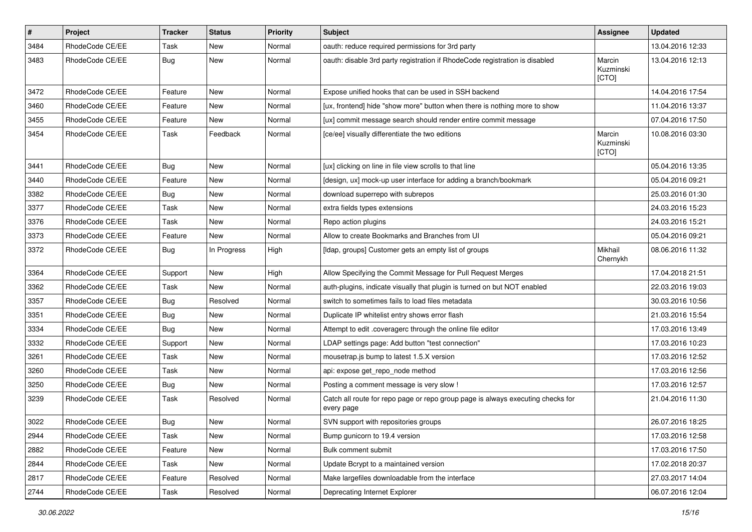| # | Project | Tracker | Status | Priority | Subject | Assignee | Updated |
| --- | --- | --- | --- | --- | --- | --- | --- |
| 3484 | RhodeCode CE/EE | Task | New | Normal | oauth: reduce required permissions for 3rd party | | 13.04.2016 12:33 |
| 3483 | RhodeCode CE/EE | Bug | New | Normal | oauth: disable 3rd party registration if RhodeCode registration is disabled | Marcin Kuzminski [CTO] | 13.04.2016 12:13 |
| 3472 | RhodeCode CE/EE | Feature | New | Normal | Expose unified hooks that can be used in SSH backend | | 14.04.2016 17:54 |
| 3460 | RhodeCode CE/EE | Feature | New | Normal | [ux, frontend] hide "show more" button when there is nothing more to show | | 11.04.2016 13:37 |
| 3455 | RhodeCode CE/EE | Feature | New | Normal | [ux] commit message search should render entire commit message | | 07.04.2016 17:50 |
| 3454 | RhodeCode CE/EE | Task | Feedback | Normal | [ce/ee] visually differentiate the two editions | Marcin Kuzminski [CTO] | 10.08.2016 03:30 |
| 3441 | RhodeCode CE/EE | Bug | New | Normal | [ux] clicking on line in file view scrolls to that line | | 05.04.2016 13:35 |
| 3440 | RhodeCode CE/EE | Feature | New | Normal | [design, ux] mock-up user interface for adding a branch/bookmark | | 05.04.2016 09:21 |
| 3382 | RhodeCode CE/EE | Bug | New | Normal | download superrepo with subrepos | | 25.03.2016 01:30 |
| 3377 | RhodeCode CE/EE | Task | New | Normal | extra fields types extensions | | 24.03.2016 15:23 |
| 3376 | RhodeCode CE/EE | Task | New | Normal | Repo action plugins | | 24.03.2016 15:21 |
| 3373 | RhodeCode CE/EE | Feature | New | Normal | Allow to create Bookmarks and Branches from UI | | 05.04.2016 09:21 |
| 3372 | RhodeCode CE/EE | Bug | In Progress | High | [ldap, groups] Customer gets an empty list of groups | Mikhail Chernykh | 08.06.2016 11:32 |
| 3364 | RhodeCode CE/EE | Support | New | High | Allow Specifying the Commit Message for Pull Request Merges | | 17.04.2018 21:51 |
| 3362 | RhodeCode CE/EE | Task | New | Normal | auth-plugins, indicate visually that plugin is turned on but NOT enabled | | 22.03.2016 19:03 |
| 3357 | RhodeCode CE/EE | Bug | Resolved | Normal | switch to sometimes fails to load files metadata | | 30.03.2016 10:56 |
| 3351 | RhodeCode CE/EE | Bug | New | Normal | Duplicate IP whitelist entry shows error flash | | 21.03.2016 15:54 |
| 3334 | RhodeCode CE/EE | Bug | New | Normal | Attempt to edit .coveragerc through the online file editor | | 17.03.2016 13:49 |
| 3332 | RhodeCode CE/EE | Support | New | Normal | LDAP settings page: Add button "test connection" | | 17.03.2016 10:23 |
| 3261 | RhodeCode CE/EE | Task | New | Normal | mousetrap.js bump to latest 1.5.X version | | 17.03.2016 12:52 |
| 3260 | RhodeCode CE/EE | Task | New | Normal | api: expose get_repo_node method | | 17.03.2016 12:56 |
| 3250 | RhodeCode CE/EE | Bug | New | Normal | Posting a comment message is very slow ! | | 17.03.2016 12:57 |
| 3239 | RhodeCode CE/EE | Task | Resolved | Normal | Catch all route for repo page or repo group page is always executing checks for every page | | 21.04.2016 11:30 |
| 3022 | RhodeCode CE/EE | Bug | New | Normal | SVN support with repositories groups | | 26.07.2016 18:25 |
| 2944 | RhodeCode CE/EE | Task | New | Normal | Bump gunicorn to 19.4 version | | 17.03.2016 12:58 |
| 2882 | RhodeCode CE/EE | Feature | New | Normal | Bulk comment submit | | 17.03.2016 17:50 |
| 2844 | RhodeCode CE/EE | Task | New | Normal | Update Bcrypt to a maintained version | | 17.02.2018 20:37 |
| 2817 | RhodeCode CE/EE | Feature | Resolved | Normal | Make largefiles downloadable from the interface | | 27.03.2017 14:04 |
| 2744 | RhodeCode CE/EE | Task | Resolved | Normal | Deprecating Internet Explorer | | 06.07.2016 12:04 |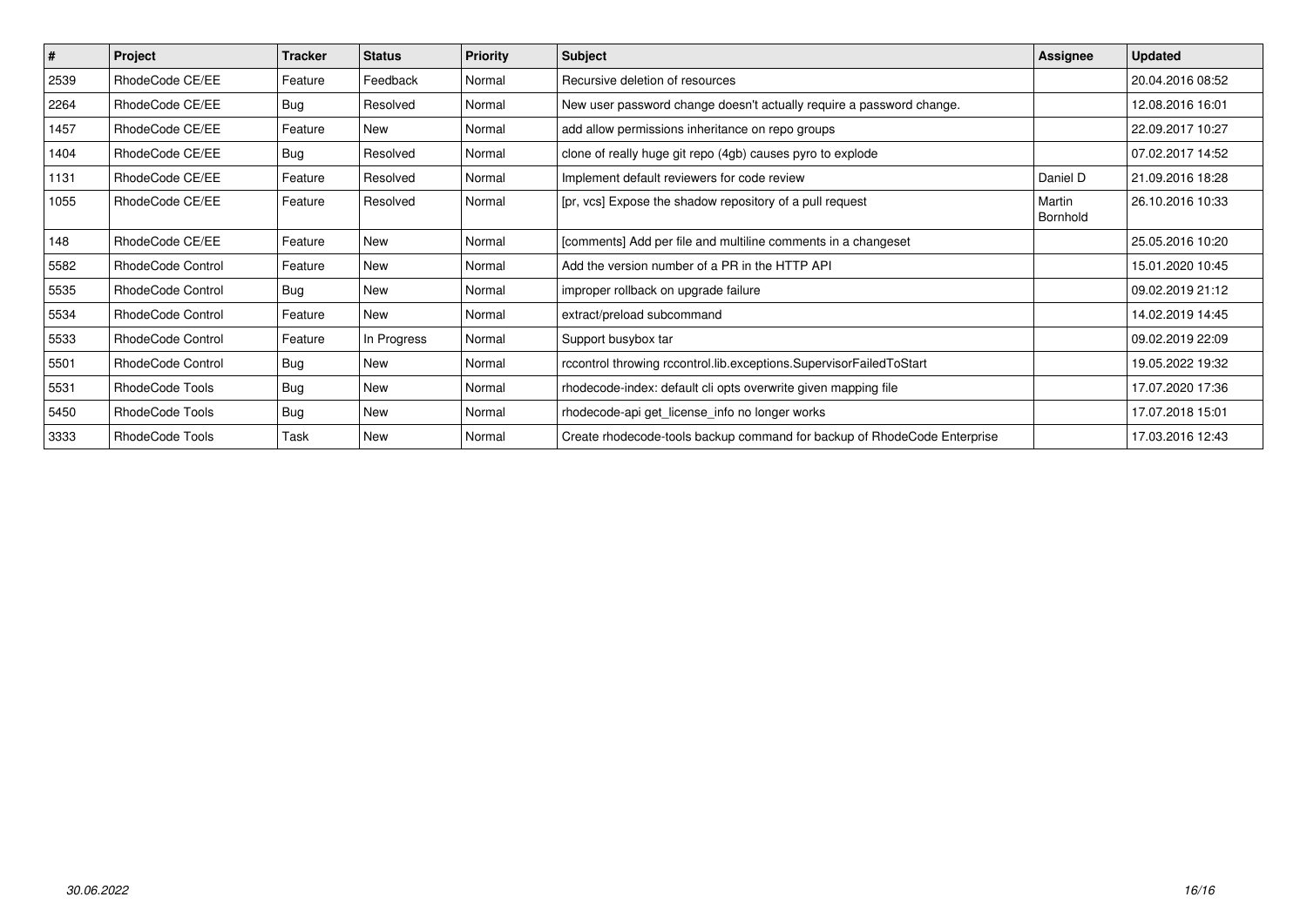| # | Project | Tracker | Status | Priority | Subject | Assignee | Updated |
| --- | --- | --- | --- | --- | --- | --- | --- |
| 2539 | RhodeCode CE/EE | Feature | Feedback | Normal | Recursive deletion of resources | | 20.04.2016 08:52 |
| 2264 | RhodeCode CE/EE | Bug | Resolved | Normal | New user password change doesn't actually require a password change. | | 12.08.2016 16:01 |
| 1457 | RhodeCode CE/EE | Feature | New | Normal | add allow permissions inheritance on repo groups | | 22.09.2017 10:27 |
| 1404 | RhodeCode CE/EE | Bug | Resolved | Normal | clone of really huge git repo (4gb) causes pyro to explode | | 07.02.2017 14:52 |
| 1131 | RhodeCode CE/EE | Feature | Resolved | Normal | Implement default reviewers for code review | Daniel D | 21.09.2016 18:28 |
| 1055 | RhodeCode CE/EE | Feature | Resolved | Normal | [pr, vcs] Expose the shadow repository of a pull request | Martin Bornhold | 26.10.2016 10:33 |
| 148 | RhodeCode CE/EE | Feature | New | Normal | [comments] Add per file and multiline comments in a changeset | | 25.05.2016 10:20 |
| 5582 | RhodeCode Control | Feature | New | Normal | Add the version number of a PR in the HTTP API | | 15.01.2020 10:45 |
| 5535 | RhodeCode Control | Bug | New | Normal | improper rollback on upgrade failure | | 09.02.2019 21:12 |
| 5534 | RhodeCode Control | Feature | New | Normal | extract/preload subcommand | | 14.02.2019 14:45 |
| 5533 | RhodeCode Control | Feature | In Progress | Normal | Support busybox tar | | 09.02.2019 22:09 |
| 5501 | RhodeCode Control | Bug | New | Normal | rccontrol throwing rccontrol.lib.exceptions.SupervisorFailedToStart | | 19.05.2022 19:32 |
| 5531 | RhodeCode Tools | Bug | New | Normal | rhodecode-index: default cli opts overwrite given mapping file | | 17.07.2020 17:36 |
| 5450 | RhodeCode Tools | Bug | New | Normal | rhodecode-api get_license_info no longer works | | 17.07.2018 15:01 |
| 3333 | RhodeCode Tools | Task | New | Normal | Create rhodecode-tools backup command for backup of RhodeCode Enterprise | | 17.03.2016 12:43 |